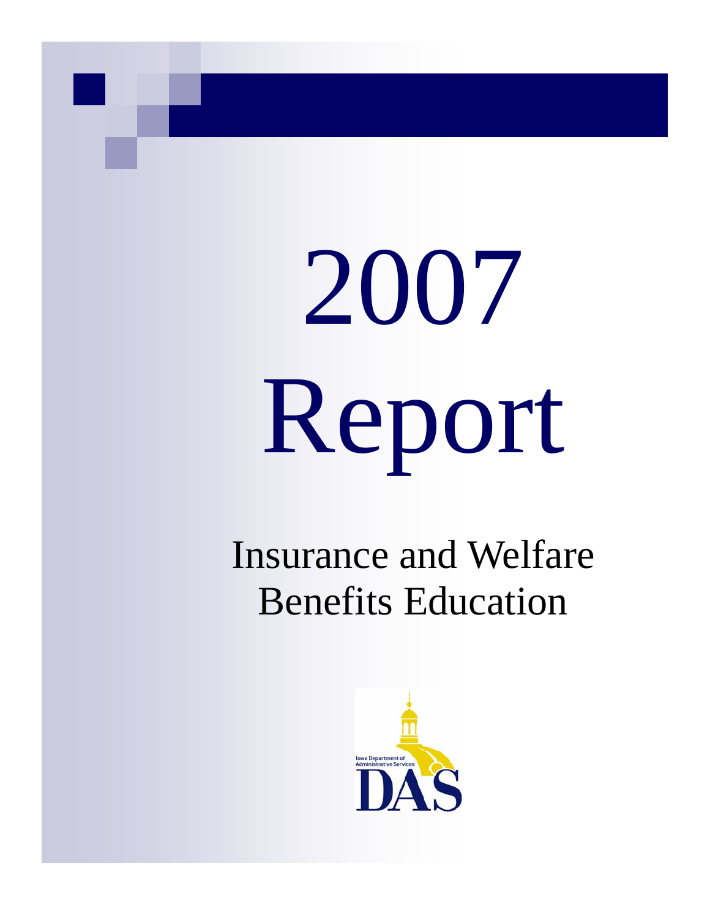# 2007 Report

## Insurance and Welfare Benefits Education

Iowa Department of Administrative Services

DAS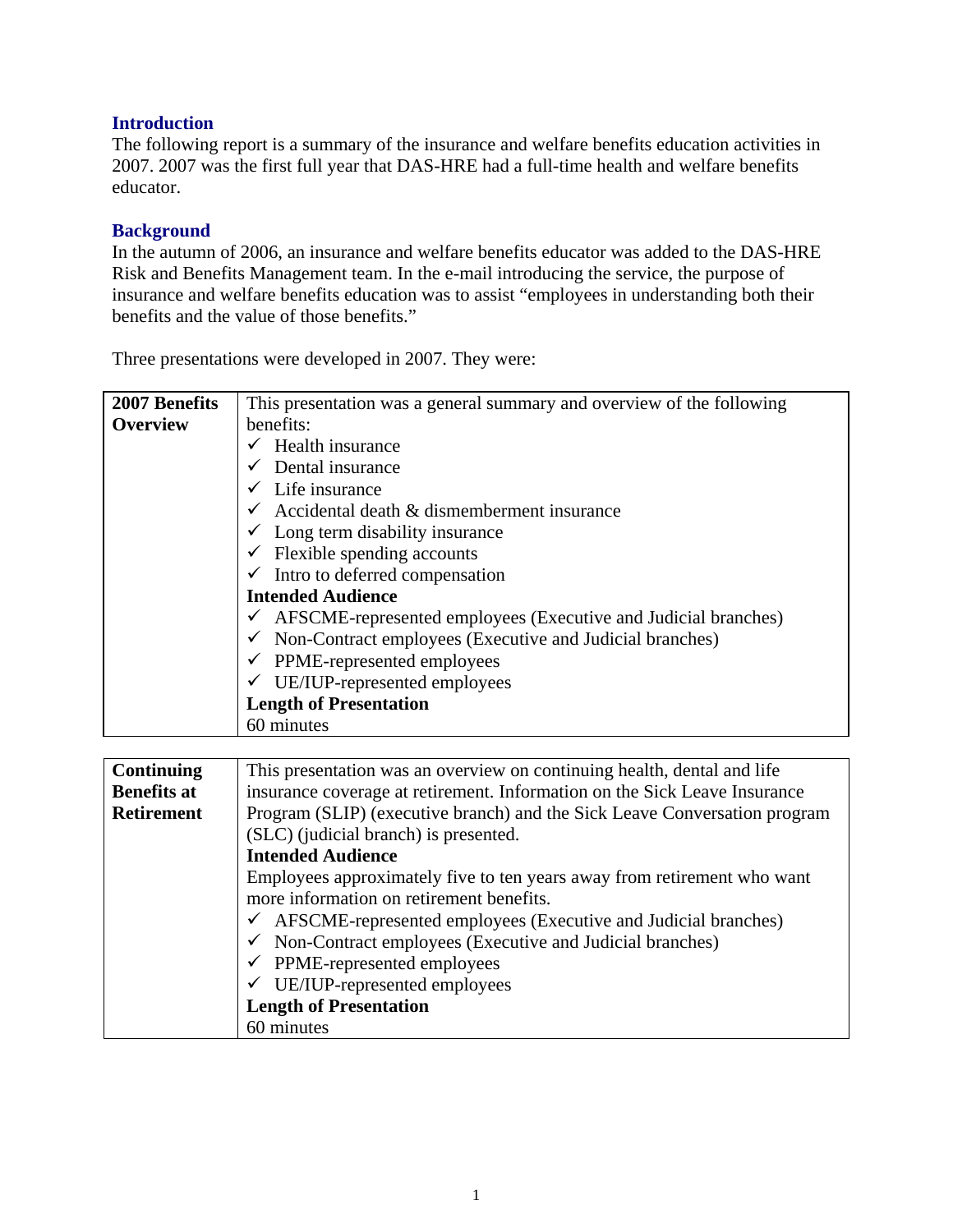## Introduction

The following report is a summary of the insurance and welfare benefits education activities in 2007. 2007 was the first full year that DAS-HRE had a full-time health and welfare benefits educator.

## Background

In the autumn of 2006, an insurance and welfare benefits educator was added to the DAS-HRE Risk and Benefits Management team. In the e-mail introducing the service, the purpose of insurance and welfare benefits education was to assist "employees in understanding both their benefits and the value of those benefits."

Three presentations were developed in 2007. They were:

| | |
|---|---|
| **2007 Benefits Overview** | This presentation was a general summary and overview of the following benefits:<br>✓ Health insurance<br>✓ Dental insurance<br>✓ Life insurance<br>✓ Accidental death & dismemberment insurance<br>✓ Long term disability insurance<br>✓ Flexible spending accounts<br>✓ Intro to deferred compensation<br>**Intended Audience**<br>✓ AFSCME-represented employees (Executive and Judicial branches)<br>✓ Non-Contract employees (Executive and Judicial branches)<br>✓ PPME-represented employees<br>✓ UE/IUP-represented employees<br>**Length of Presentation**<br>60 minutes |

| | |
|---|---|
| **Continuing Benefits at Retirement** | This presentation was an overview on continuing health, dental and life insurance coverage at retirement. Information on the Sick Leave Insurance Program (SLIP) (executive branch) and the Sick Leave Conversation program (SLC) (judicial branch) is presented.<br>**Intended Audience**<br>Employees approximately five to ten years away from retirement who want more information on retirement benefits.<br>✓ AFSCME-represented employees (Executive and Judicial branches)<br>✓ Non-Contract employees (Executive and Judicial branches)<br>✓ PPME-represented employees<br>✓ UE/IUP-represented employees<br>**Length of Presentation**<br>60 minutes |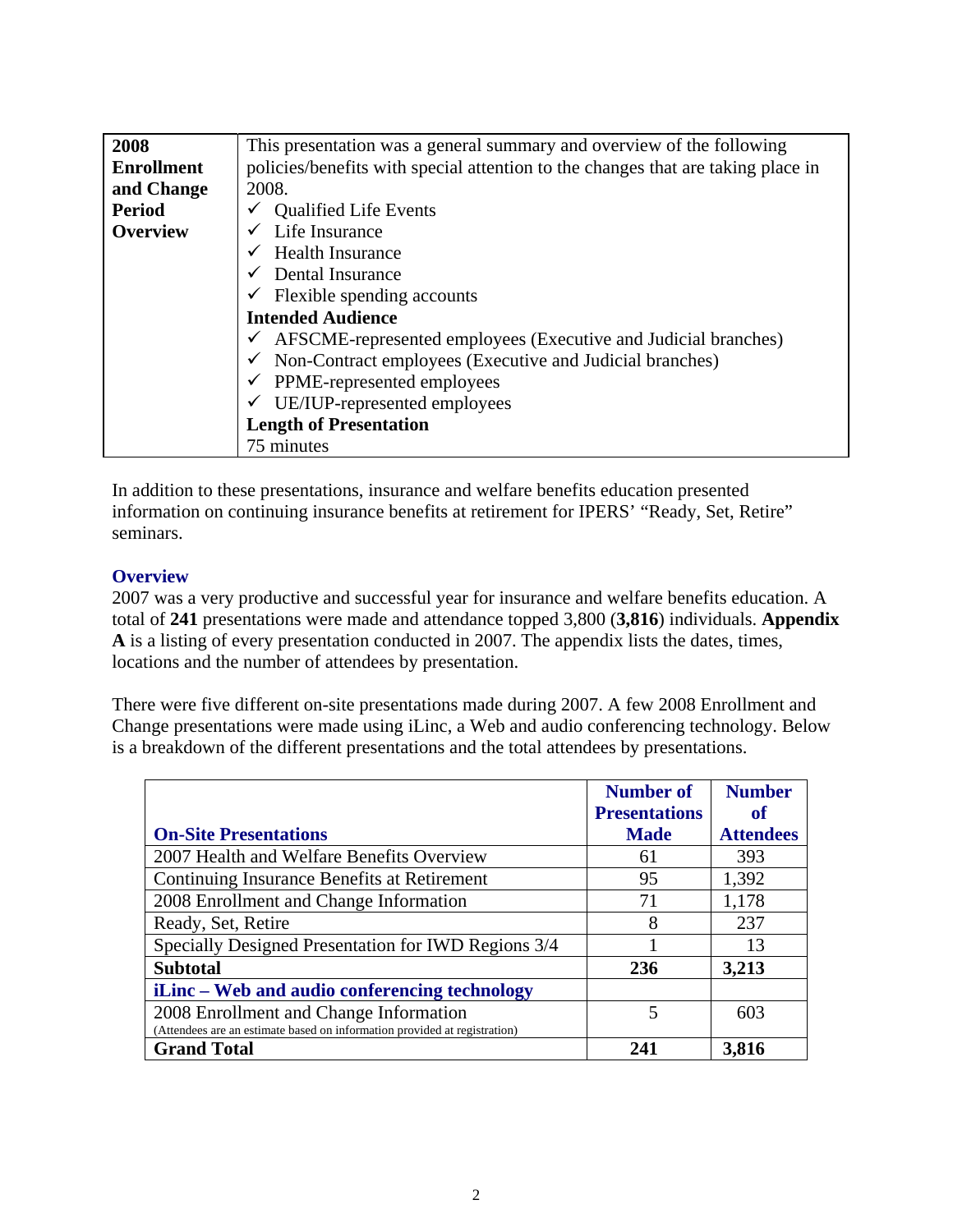| 2008 Enrollment and Change Period Overview | This presentation was a general summary and overview of the following policies/benefits with special attention to the changes that are taking place in 2008.<br>✓ Qualified Life Events<br>✓ Life Insurance<br>✓ Health Insurance<br>✓ Dental Insurance<br>✓ Flexible spending accounts<br>**Intended Audience**<br>✓ AFSCME-represented employees (Executive and Judicial branches)<br>✓ Non-Contract employees (Executive and Judicial branches)<br>✓ PPME-represented employees<br>✓ UE/IUP-represented employees<br>**Length of Presentation**<br>75 minutes |
|---|---|

In addition to these presentations, insurance and welfare benefits education presented information on continuing insurance benefits at retirement for IPERS' "Ready, Set, Retire" seminars.

### Overview

2007 was a very productive and successful year for insurance and welfare benefits education. A total of **241** presentations were made and attendance topped 3,800 (**3,816**) individuals. **Appendix A** is a listing of every presentation conducted in 2007. The appendix lists the dates, times, locations and the number of attendees by presentation.

There were five different on-site presentations made during 2007. A few 2008 Enrollment and Change presentations were made using iLinc, a Web and audio conferencing technology. Below is a breakdown of the different presentations and the total attendees by presentations.

| On-Site Presentations | Number of Presentations Made | Number of Attendees |
|---|---|---|
| 2007 Health and Welfare Benefits Overview | 61 | 393 |
| Continuing Insurance Benefits at Retirement | 95 | 1,392 |
| 2008 Enrollment and Change Information | 71 | 1,178 |
| Ready, Set, Retire | 8 | 237 |
| Specially Designed Presentation for IWD Regions 3/4 | 1 | 13 |
| **Subtotal** | **236** | **3,213** |
| **iLinc – Web and audio conferencing technology** | | |
| 2008 Enrollment and Change Information<br>(Attendees are an estimate based on information provided at registration) | 5 | 603 |
| **Grand Total** | **241** | **3,816** |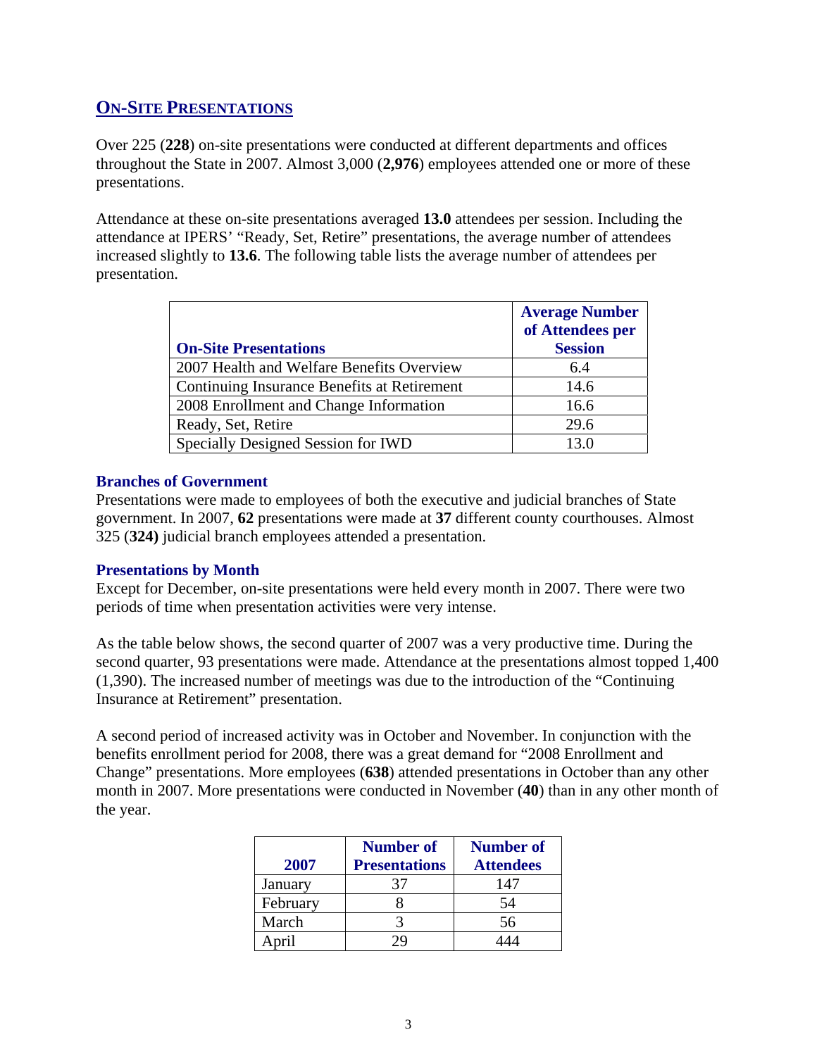## ON-SITE PRESENTATIONS

Over 225 (**228**) on-site presentations were conducted at different departments and offices throughout the State in 2007. Almost 3,000 (**2,976**) employees attended one or more of these presentations.

Attendance at these on-site presentations averaged **13.0** attendees per session. Including the attendance at IPERS' "Ready, Set, Retire" presentations, the average number of attendees increased slightly to **13.6**. The following table lists the average number of attendees per presentation.

| On-Site Presentations | Average Number of Attendees per Session |
|---|---|
| 2007 Health and Welfare Benefits Overview | 6.4 |
| Continuing Insurance Benefits at Retirement | 14.6 |
| 2008 Enrollment and Change Information | 16.6 |
| Ready, Set, Retire | 29.6 |
| Specially Designed Session for IWD | 13.0 |

### Branches of Government

Presentations were made to employees of both the executive and judicial branches of State government. In 2007, **62** presentations were made at **37** different county courthouses. Almost 325 (**324)** judicial branch employees attended a presentation.

### Presentations by Month

Except for December, on-site presentations were held every month in 2007. There were two periods of time when presentation activities were very intense.

As the table below shows, the second quarter of 2007 was a very productive time. During the second quarter, 93 presentations were made. Attendance at the presentations almost topped 1,400 (1,390). The increased number of meetings was due to the introduction of the "Continuing Insurance at Retirement" presentation.

A second period of increased activity was in October and November. In conjunction with the benefits enrollment period for 2008, there was a great demand for "2008 Enrollment and Change" presentations. More employees (**638**) attended presentations in October than any other month in 2007. More presentations were conducted in November (**40**) than in any other month of the year.

| 2007 | Number of Presentations | Number of Attendees |
|---|---|---|
| January | 37 | 147 |
| February | 8 | 54 |
| March | 3 | 56 |
| April | 29 | 444 |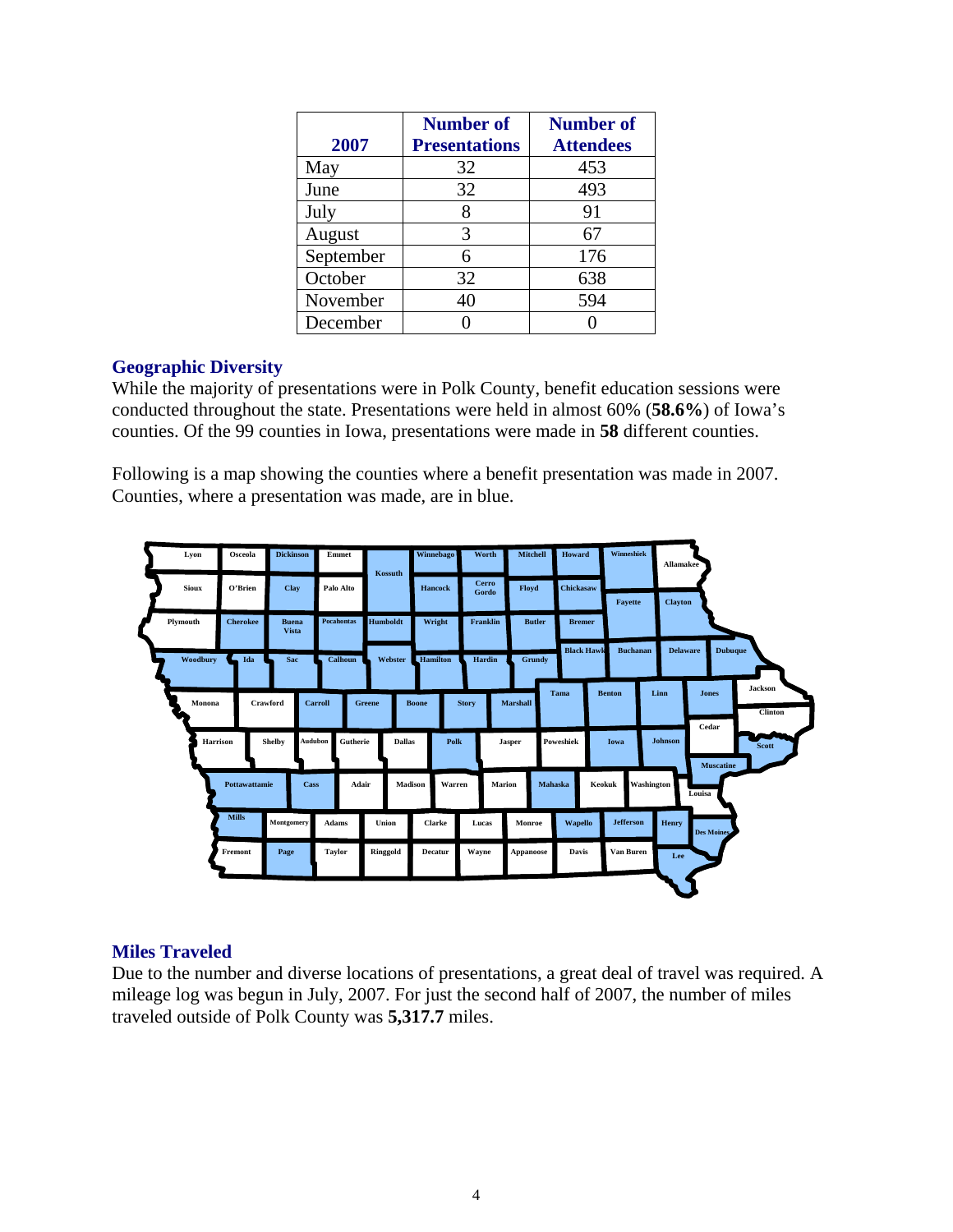| 2007 | Number of Presentations | Number of Attendees |
|---|---|---|
| May | 32 | 453 |
| June | 32 | 493 |
| July | 8 | 91 |
| August | 3 | 67 |
| September | 6 | 176 |
| October | 32 | 638 |
| November | 40 | 594 |
| December | 0 | 0 |

## Geographic Diversity

While the majority of presentations were in Polk County, benefit education sessions were conducted throughout the state. Presentations were held in almost 60% (**58.6%**) of Iowa's counties. Of the 99 counties in Iowa, presentations were made in **58** different counties.

Following is a map showing the counties where a benefit presentation was made in 2007. Counties, where a presentation was made, are in blue.

## Miles Traveled

Due to the number and diverse locations of presentations, a great deal of travel was required. A mileage log was begun in July, 2007. For just the second half of 2007, the number of miles traveled outside of Polk County was **5,317.7** miles.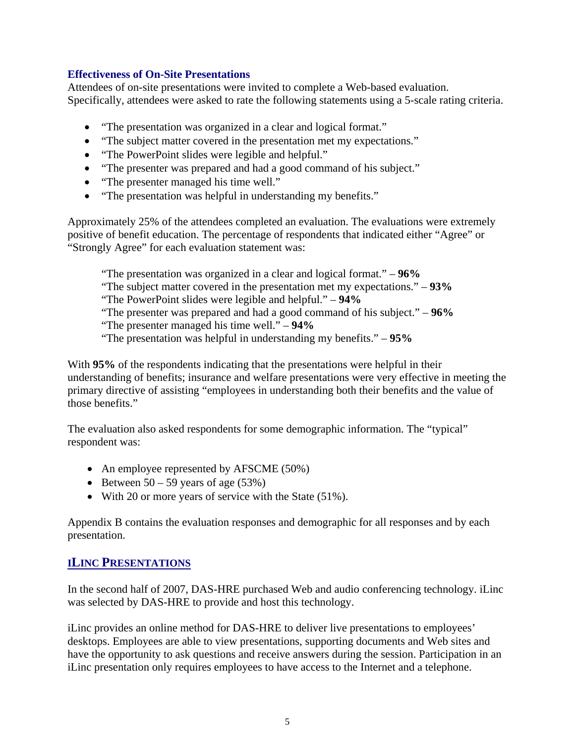### Effectiveness of On-Site Presentations

Attendees of on-site presentations were invited to complete a Web-based evaluation. Specifically, attendees were asked to rate the following statements using a 5-scale rating criteria.

- "The presentation was organized in a clear and logical format."
- "The subject matter covered in the presentation met my expectations."
- "The PowerPoint slides were legible and helpful."
- "The presenter was prepared and had a good command of his subject."
- "The presenter managed his time well."
- "The presentation was helpful in understanding my benefits."

Approximately 25% of the attendees completed an evaluation. The evaluations were extremely positive of benefit education. The percentage of respondents that indicated either "Agree" or "Strongly Agree" for each evaluation statement was:

"The presentation was organized in a clear and logical format." – **96%**
"The subject matter covered in the presentation met my expectations." – **93%**
"The PowerPoint slides were legible and helpful." – **94%**
"The presenter was prepared and had a good command of his subject." – **96%**
"The presenter managed his time well." – **94%**
"The presentation was helpful in understanding my benefits." – **95%**

With **95%** of the respondents indicating that the presentations were helpful in their understanding of benefits; insurance and welfare presentations were very effective in meeting the primary directive of assisting "employees in understanding both their benefits and the value of those benefits."

The evaluation also asked respondents for some demographic information. The "typical" respondent was:

- An employee represented by AFSCME (50%)
- Between 50 – 59 years of age (53%)
- With 20 or more years of service with the State (51%).

Appendix B contains the evaluation responses and demographic for all responses and by each presentation.

## iLINC PRESENTATIONS

In the second half of 2007, DAS-HRE purchased Web and audio conferencing technology. iLinc was selected by DAS-HRE to provide and host this technology.

iLinc provides an online method for DAS-HRE to deliver live presentations to employees' desktops. Employees are able to view presentations, supporting documents and Web sites and have the opportunity to ask questions and receive answers during the session. Participation in an iLinc presentation only requires employees to have access to the Internet and a telephone.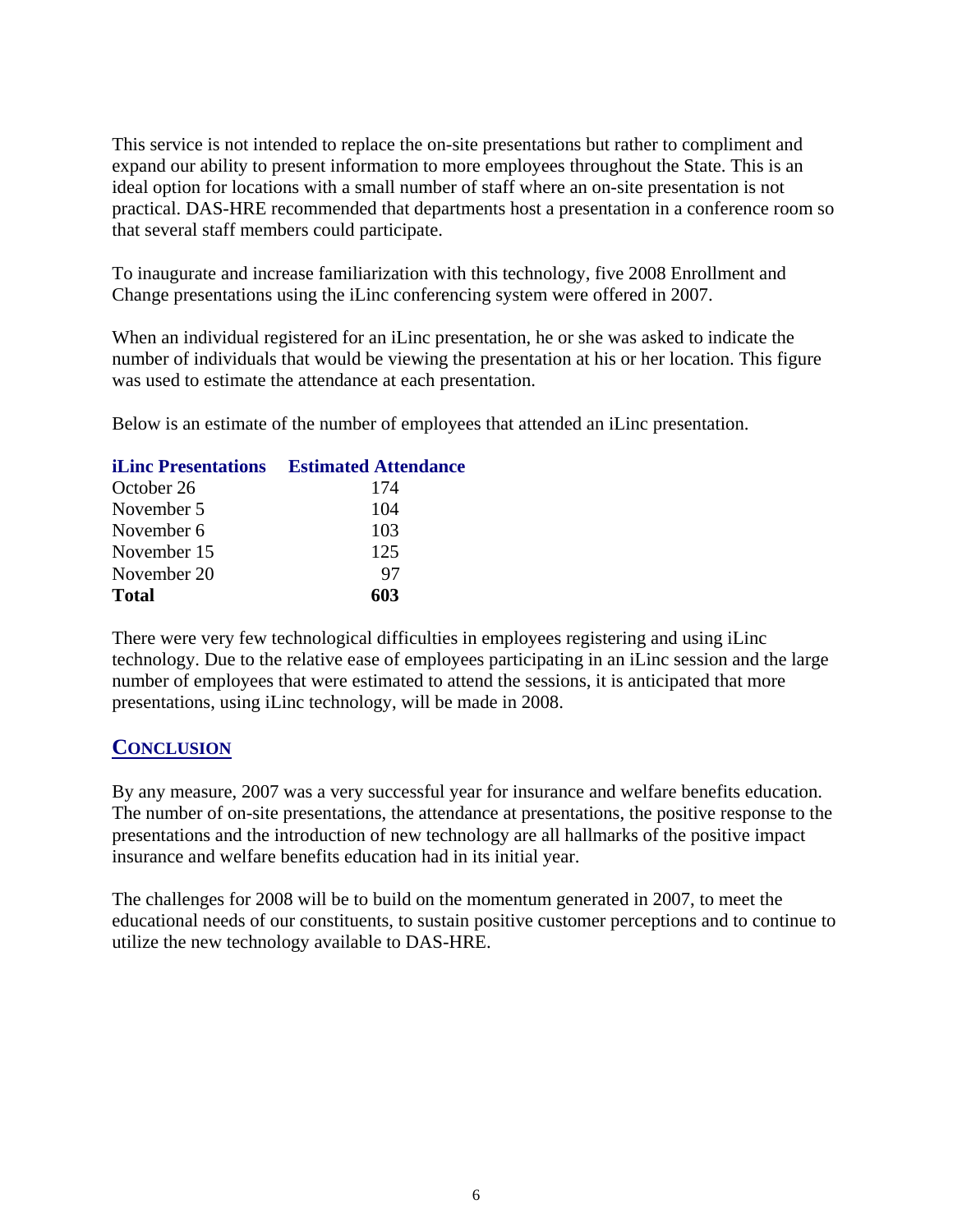This service is not intended to replace the on-site presentations but rather to compliment and expand our ability to present information to more employees throughout the State. This is an ideal option for locations with a small number of staff where an on-site presentation is not practical. DAS-HRE recommended that departments host a presentation in a conference room so that several staff members could participate.

To inaugurate and increase familiarization with this technology, five 2008 Enrollment and Change presentations using the iLinc conferencing system were offered in 2007.

When an individual registered for an iLinc presentation, he or she was asked to indicate the number of individuals that would be viewing the presentation at his or her location. This figure was used to estimate the attendance at each presentation.

Below is an estimate of the number of employees that attended an iLinc presentation.

| iLinc Presentations | Estimated Attendance |
|---|---|
| October 26 | 174 |
| November 5 | 104 |
| November 6 | 103 |
| November 15 | 125 |
| November 20 | 97 |
| **Total** | **603** |

There were very few technological difficulties in employees registering and using iLinc technology. Due to the relative ease of employees participating in an iLinc session and the large number of employees that were estimated to attend the sessions, it is anticipated that more presentations, using iLinc technology, will be made in 2008.

## CONCLUSION

By any measure, 2007 was a very successful year for insurance and welfare benefits education. The number of on-site presentations, the attendance at presentations, the positive response to the presentations and the introduction of new technology are all hallmarks of the positive impact insurance and welfare benefits education had in its initial year.

The challenges for 2008 will be to build on the momentum generated in 2007, to meet the educational needs of our constituents, to sustain positive customer perceptions and to continue to utilize the new technology available to DAS-HRE.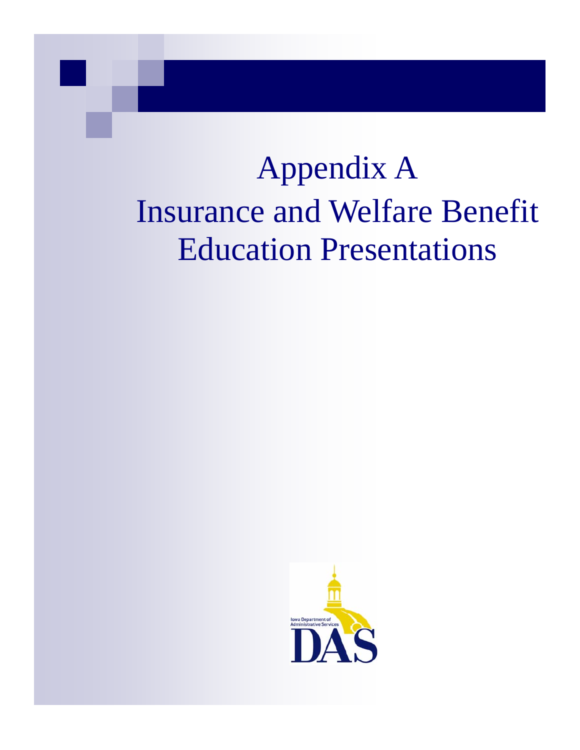# Appendix A
# Insurance and Welfare Benefit Education Presentations

Iowa Department of Administrative Services

DAS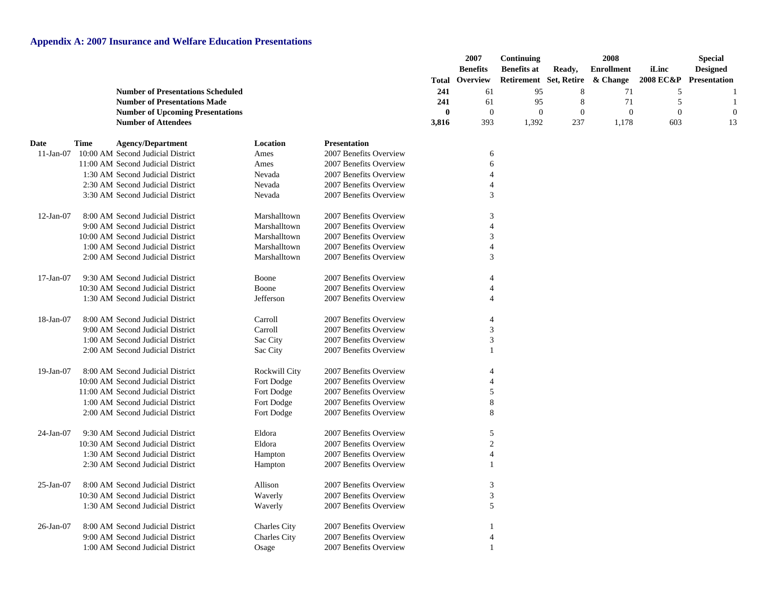## Appendix A: 2007 Insurance and Welfare Education Presentations

| | Total | 2007 Benefits Overview | Continuing Benefits at Retirement | Ready, Set, Retire | 2008 Enrollment & Change | iLinc 2008 EC&P | Special Designed Presentation |
|---|---|---|---|---|---|---|---|
| **Number of Presentations Scheduled** | **241** | 61 | 95 | 8 | 71 | 5 | 1 |
| **Number of Presentations Made** | **241** | 61 | 95 | 8 | 71 | 5 | 1 |
| **Number of Upcoming Presentations** | **0** | 0 | 0 | 0 | 0 | 0 | 0 |
| **Number of Attendees** | **3,816** | 393 | 1,392 | 237 | 1,178 | 603 | 13 |

| Date | Time | Agency/Department | Location | Presentation | 2007 Benefits Overview |
|---|---|---|---|---|---|
| 11-Jan-07 | 10:00 AM | Second Judicial District | Ames | 2007 Benefits Overview | 6 |
| | 11:00 AM | Second Judicial District | Ames | 2007 Benefits Overview | 6 |
| | 1:30 AM | Second Judicial District | Nevada | 2007 Benefits Overview | 4 |
| | 2:30 AM | Second Judicial District | Nevada | 2007 Benefits Overview | 4 |
| | 3:30 AM | Second Judicial District | Nevada | 2007 Benefits Overview | 3 |
| 12-Jan-07 | 8:00 AM | Second Judicial District | Marshalltown | 2007 Benefits Overview | 3 |
| | 9:00 AM | Second Judicial District | Marshalltown | 2007 Benefits Overview | 4 |
| | 10:00 AM | Second Judicial District | Marshalltown | 2007 Benefits Overview | 3 |
| | 1:00 AM | Second Judicial District | Marshalltown | 2007 Benefits Overview | 4 |
| | 2:00 AM | Second Judicial District | Marshalltown | 2007 Benefits Overview | 3 |
| 17-Jan-07 | 9:30 AM | Second Judicial District | Boone | 2007 Benefits Overview | 4 |
| | 10:30 AM | Second Judicial District | Boone | 2007 Benefits Overview | 4 |
| | 1:30 AM | Second Judicial District | Jefferson | 2007 Benefits Overview | 4 |
| 18-Jan-07 | 8:00 AM | Second Judicial District | Carroll | 2007 Benefits Overview | 4 |
| | 9:00 AM | Second Judicial District | Carroll | 2007 Benefits Overview | 3 |
| | 1:00 AM | Second Judicial District | Sac City | 2007 Benefits Overview | 3 |
| | 2:00 AM | Second Judicial District | Sac City | 2007 Benefits Overview | 1 |
| 19-Jan-07 | 8:00 AM | Second Judicial District | Rockwill City | 2007 Benefits Overview | 4 |
| | 10:00 AM | Second Judicial District | Fort Dodge | 2007 Benefits Overview | 4 |
| | 11:00 AM | Second Judicial District | Fort Dodge | 2007 Benefits Overview | 5 |
| | 1:00 AM | Second Judicial District | Fort Dodge | 2007 Benefits Overview | 8 |
| | 2:00 AM | Second Judicial District | Fort Dodge | 2007 Benefits Overview | 8 |
| 24-Jan-07 | 9:30 AM | Second Judicial District | Eldora | 2007 Benefits Overview | 5 |
| | 10:30 AM | Second Judicial District | Eldora | 2007 Benefits Overview | 2 |
| | 1:30 AM | Second Judicial District | Hampton | 2007 Benefits Overview | 4 |
| | 2:30 AM | Second Judicial District | Hampton | 2007 Benefits Overview | 1 |
| 25-Jan-07 | 8:00 AM | Second Judicial District | Allison | 2007 Benefits Overview | 3 |
| | 10:30 AM | Second Judicial District | Waverly | 2007 Benefits Overview | 3 |
| | 1:30 AM | Second Judicial District | Waverly | 2007 Benefits Overview | 5 |
| 26-Jan-07 | 8:00 AM | Second Judicial District | Charles City | 2007 Benefits Overview | 1 |
| | 9:00 AM | Second Judicial District | Charles City | 2007 Benefits Overview | 4 |
| | 1:00 AM | Second Judicial District | Osage | 2007 Benefits Overview | 1 |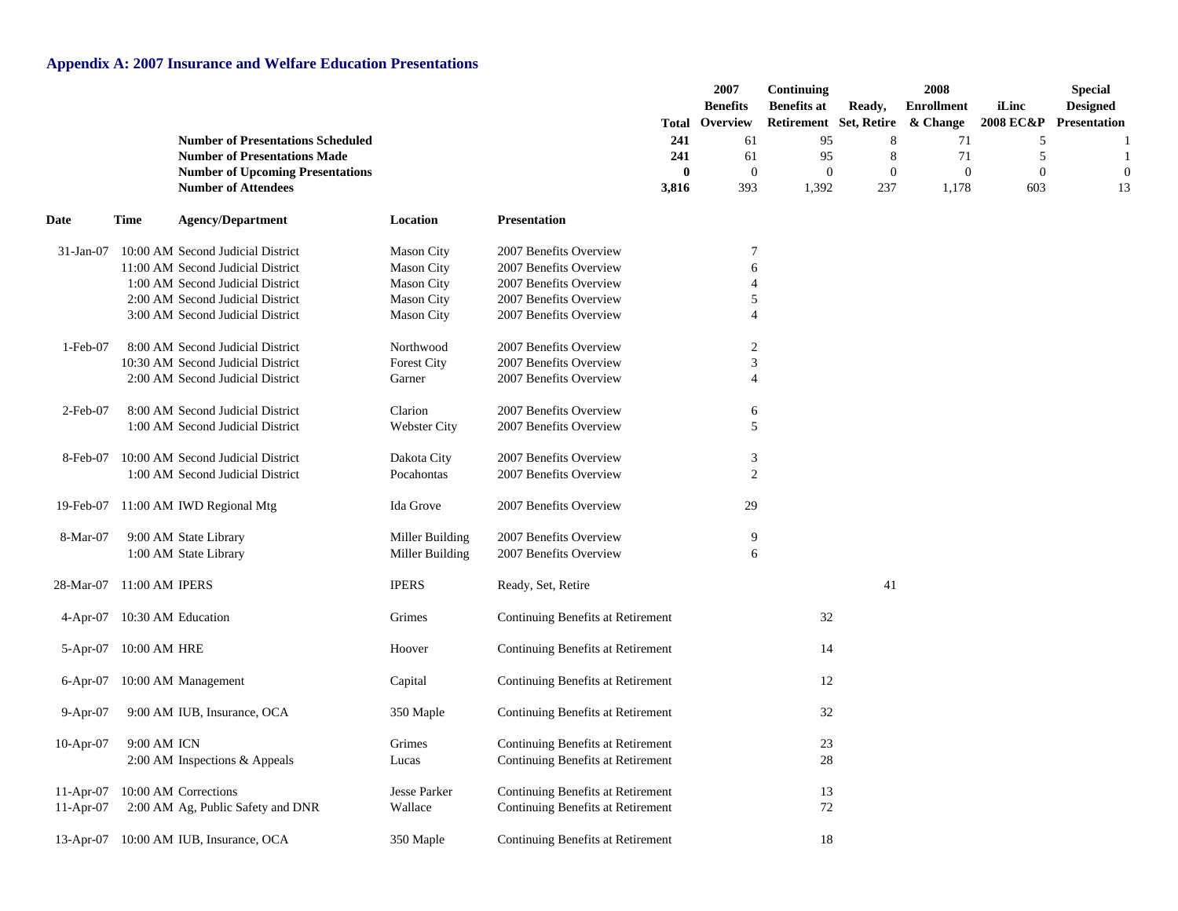## Appendix A: 2007 Insurance and Welfare Education Presentations

| | Total | 2007 Benefits Overview | Continuing Benefits at Retirement | Ready, Set, Retire | 2008 Enrollment & Change | iLinc 2008 EC&P | Special Designed Presentation |
|---|---|---|---|---|---|---|---|
| **Number of Presentations Scheduled** | **241** | 61 | 95 | 8 | 71 | 5 | 1 |
| **Number of Presentations Made** | **241** | 61 | 95 | 8 | 71 | 5 | 1 |
| **Number of Upcoming Presentations** | **0** | 0 | 0 | 0 | 0 | 0 | 0 |
| **Number of Attendees** | **3,816** | 393 | 1,392 | 237 | 1,178 | 603 | 13 |

| Date | Time | Agency/Department | Location | Presentation | 2007 Benefits Overview | Continuing Benefits at Retirement | Ready, Set, Retire | 2008 Enrollment & Change | iLinc 2008 EC&P | Special Designed Presentation |
|---|---|---|---|---|---|---|---|---|---|---|
| 31-Jan-07 | 10:00 AM | Second Judicial District | Mason City | 2007 Benefits Overview | 7 | | | | | |
| | 11:00 AM | Second Judicial District | Mason City | 2007 Benefits Overview | 6 | | | | | |
| | 1:00 AM | Second Judicial District | Mason City | 2007 Benefits Overview | 4 | | | | | |
| | 2:00 AM | Second Judicial District | Mason City | 2007 Benefits Overview | 5 | | | | | |
| | 3:00 AM | Second Judicial District | Mason City | 2007 Benefits Overview | 4 | | | | | |
| 1-Feb-07 | 8:00 AM | Second Judicial District | Northwood | 2007 Benefits Overview | 2 | | | | | |
| | 10:30 AM | Second Judicial District | Forest City | 2007 Benefits Overview | 3 | | | | | |
| | 2:00 AM | Second Judicial District | Garner | 2007 Benefits Overview | 4 | | | | | |
| 2-Feb-07 | 8:00 AM | Second Judicial District | Clarion | 2007 Benefits Overview | 6 | | | | | |
| | 1:00 AM | Second Judicial District | Webster City | 2007 Benefits Overview | 5 | | | | | |
| 8-Feb-07 | 10:00 AM | Second Judicial District | Dakota City | 2007 Benefits Overview | 3 | | | | | |
| | 1:00 AM | Second Judicial District | Pocahontas | 2007 Benefits Overview | 2 | | | | | |
| 19-Feb-07 | 11:00 AM | IWD Regional Mtg | Ida Grove | 2007 Benefits Overview | 29 | | | | | |
| 8-Mar-07 | 9:00 AM | State Library | Miller Building | 2007 Benefits Overview | 9 | | | | | |
| | 1:00 AM | State Library | Miller Building | 2007 Benefits Overview | 6 | | | | | |
| 28-Mar-07 | 11:00 AM | IPERS | IPERS | Ready, Set, Retire | | | 41 | | | |
| 4-Apr-07 | 10:30 AM | Education | Grimes | Continuing Benefits at Retirement | | 32 | | | | |
| 5-Apr-07 | 10:00 AM | HRE | Hoover | Continuing Benefits at Retirement | | 14 | | | | |
| 6-Apr-07 | 10:00 AM | Management | Capital | Continuing Benefits at Retirement | | 12 | | | | |
| 9-Apr-07 | 9:00 AM | IUB, Insurance, OCA | 350 Maple | Continuing Benefits at Retirement | | 32 | | | | |
| 10-Apr-07 | 9:00 AM | ICN | Grimes | Continuing Benefits at Retirement | | 23 | | | | |
| | 2:00 AM | Inspections & Appeals | Lucas | Continuing Benefits at Retirement | | 28 | | | | |
| 11-Apr-07 | 10:00 AM | Corrections | Jesse Parker | Continuing Benefits at Retirement | | 13 | | | | |
| 11-Apr-07 | 2:00 AM | Ag, Public Safety and DNR | Wallace | Continuing Benefits at Retirement | | 72 | | | | |
| 13-Apr-07 | 10:00 AM | IUB, Insurance, OCA | 350 Maple | Continuing Benefits at Retirement | | 18 | | | | |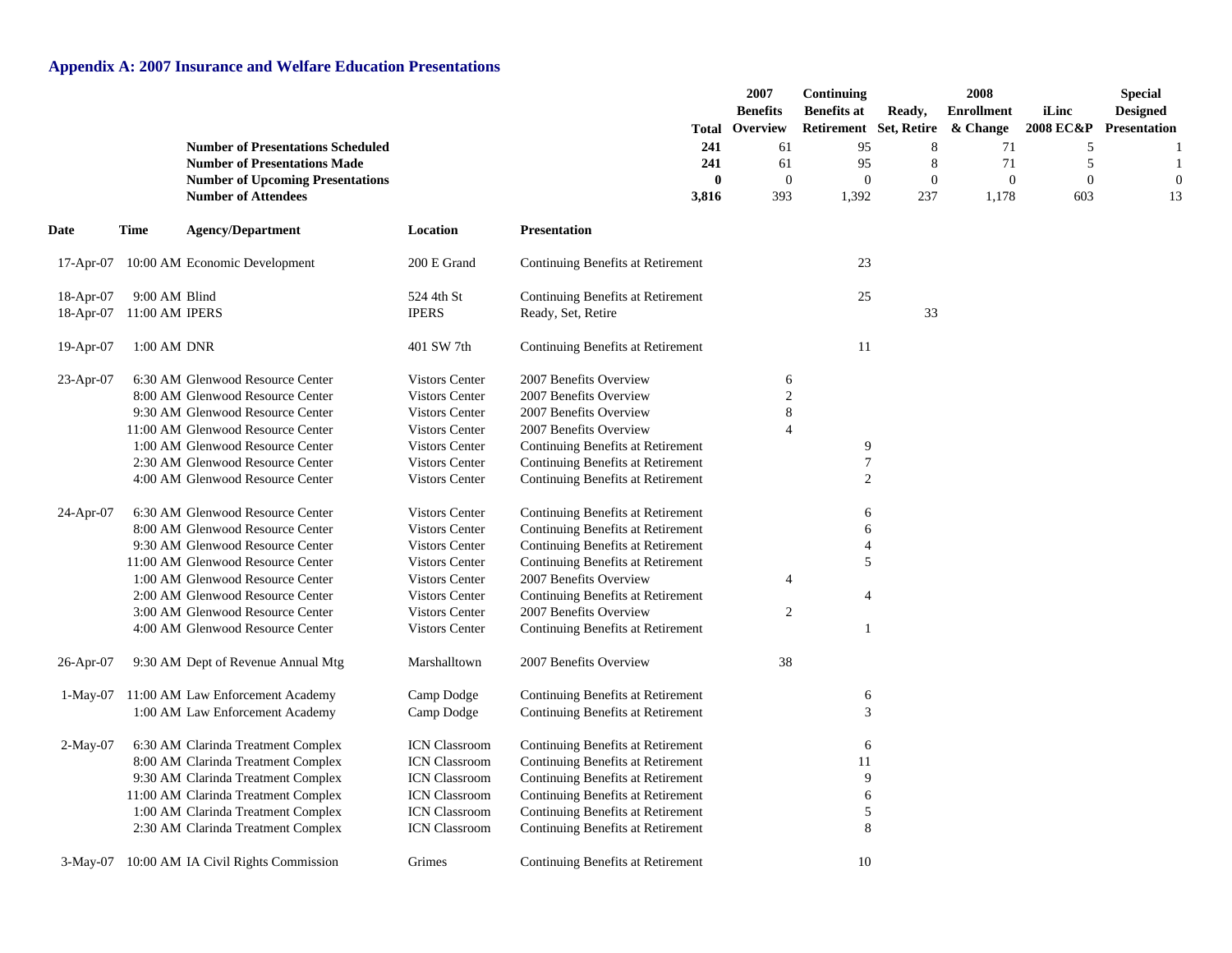## Appendix A: 2007 Insurance and Welfare Education Presentations

| | Total | 2007 Benefits Overview | Continuing Benefits at Retirement | Ready, Set, Retire | 2008 Enrollment & Change | iLinc 2008 EC&P | Special Designed Presentation |
|---|---|---|---|---|---|---|---|
| **Number of Presentations Scheduled** | **241** | 61 | 95 | 8 | 71 | 5 | 1 |
| **Number of Presentations Made** | **241** | 61 | 95 | 8 | 71 | 5 | 1 |
| **Number of Upcoming Presentations** | **0** | 0 | 0 | 0 | 0 | 0 | 0 |
| **Number of Attendees** | **3,816** | 393 | 1,392 | 237 | 1,178 | 603 | 13 |

| Date | Time | Agency/Department | Location | Presentation | 2007 Benefits Overview | Continuing Benefits at Retirement | Ready, Set, Retire | 2008 Enrollment & Change | iLinc 2008 EC&P | Special Designed Presentation |
|---|---|---|---|---|---|---|---|---|---|---|
| 17-Apr-07 | 10:00 AM | Economic Development | 200 E Grand | Continuing Benefits at Retirement | | 23 | | | | |
| 18-Apr-07 | 9:00 AM | Blind | 524 4th St | Continuing Benefits at Retirement | | 25 | | | | |
| 18-Apr-07 | 11:00 AM | IPERS | IPERS | Ready, Set, Retire | | | 33 | | | |
| 19-Apr-07 | 1:00 AM | DNR | 401 SW 7th | Continuing Benefits at Retirement | | 11 | | | | |
| 23-Apr-07 | 6:30 AM | Glenwood Resource Center | Vistors Center | 2007 Benefits Overview | 6 | | | | | |
| | 8:00 AM | Glenwood Resource Center | Vistors Center | 2007 Benefits Overview | 2 | | | | | |
| | 9:30 AM | Glenwood Resource Center | Vistors Center | 2007 Benefits Overview | 8 | | | | | |
| | 11:00 AM | Glenwood Resource Center | Vistors Center | 2007 Benefits Overview | 4 | | | | | |
| | 1:00 AM | Glenwood Resource Center | Vistors Center | Continuing Benefits at Retirement | | 9 | | | | |
| | 2:30 AM | Glenwood Resource Center | Vistors Center | Continuing Benefits at Retirement | | 7 | | | | |
| | 4:00 AM | Glenwood Resource Center | Vistors Center | Continuing Benefits at Retirement | | 2 | | | | |
| 24-Apr-07 | 6:30 AM | Glenwood Resource Center | Vistors Center | Continuing Benefits at Retirement | | 6 | | | | |
| | 8:00 AM | Glenwood Resource Center | Vistors Center | Continuing Benefits at Retirement | | 6 | | | | |
| | 9:30 AM | Glenwood Resource Center | Vistors Center | Continuing Benefits at Retirement | | 4 | | | | |
| | 11:00 AM | Glenwood Resource Center | Vistors Center | Continuing Benefits at Retirement | | 5 | | | | |
| | 1:00 AM | Glenwood Resource Center | Vistors Center | 2007 Benefits Overview | 4 | | | | | |
| | 2:00 AM | Glenwood Resource Center | Vistors Center | Continuing Benefits at Retirement | | 4 | | | | |
| | 3:00 AM | Glenwood Resource Center | Vistors Center | 2007 Benefits Overview | 2 | | | | | |
| | 4:00 AM | Glenwood Resource Center | Vistors Center | Continuing Benefits at Retirement | | 1 | | | | |
| 26-Apr-07 | 9:30 AM | Dept of Revenue Annual Mtg | Marshalltown | 2007 Benefits Overview | 38 | | | | | |
| 1-May-07 | 11:00 AM | Law Enforcement Academy | Camp Dodge | Continuing Benefits at Retirement | | 6 | | | | |
| | 1:00 AM | Law Enforcement Academy | Camp Dodge | Continuing Benefits at Retirement | | 3 | | | | |
| 2-May-07 | 6:30 AM | Clarinda Treatment Complex | ICN Classroom | Continuing Benefits at Retirement | | 6 | | | | |
| | 8:00 AM | Clarinda Treatment Complex | ICN Classroom | Continuing Benefits at Retirement | | 11 | | | | |
| | 9:30 AM | Clarinda Treatment Complex | ICN Classroom | Continuing Benefits at Retirement | | 9 | | | | |
| | 11:00 AM | Clarinda Treatment Complex | ICN Classroom | Continuing Benefits at Retirement | | 6 | | | | |
| | 1:00 AM | Clarinda Treatment Complex | ICN Classroom | Continuing Benefits at Retirement | | 5 | | | | |
| | 2:30 AM | Clarinda Treatment Complex | ICN Classroom | Continuing Benefits at Retirement | | 8 | | | | |
| 3-May-07 | 10:00 AM | IA Civil Rights Commission | Grimes | Continuing Benefits at Retirement | | 10 | | | | |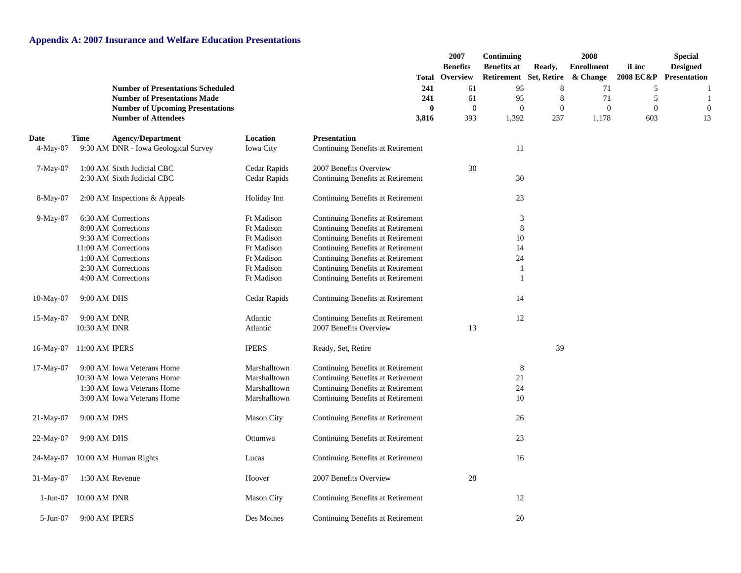## Appendix A: 2007 Insurance and Welfare Education Presentations

| | Total | 2007 Benefits Overview | Continuing Benefits at Retirement | Ready, Set, Retire | 2008 Enrollment & Change | iLinc 2008 EC&P | Special Designed Presentation |
|---|---|---|---|---|---|---|---|
| **Number of Presentations Scheduled** | **241** | 61 | 95 | 8 | 71 | 5 | 1 |
| **Number of Presentations Made** | **241** | 61 | 95 | 8 | 71 | 5 | 1 |
| **Number of Upcoming Presentations** | **0** | 0 | 0 | 0 | 0 | 0 | 0 |
| **Number of Attendees** | **3,816** | 393 | 1,392 | 237 | 1,178 | 603 | 13 |

| Date | Time | Agency/Department | Location | Presentation | 2007 Benefits Overview | Continuing Benefits at Retirement | Ready, Set, Retire | 2008 Enrollment & Change | iLinc 2008 EC&P | Special Designed Presentation |
|---|---|---|---|---|---|---|---|---|---|---|
| 4-May-07 | 9:30 AM | DNR - Iowa Geological Survey | Iowa City | Continuing Benefits at Retirement | | 11 | | | | |
| 7-May-07 | 1:00 AM | Sixth Judicial CBC | Cedar Rapids | 2007 Benefits Overview | 30 | | | | | |
| | 2:30 AM | Sixth Judicial CBC | Cedar Rapids | Continuing Benefits at Retirement | | 30 | | | | |
| 8-May-07 | 2:00 AM | Inspections & Appeals | Holiday Inn | Continuing Benefits at Retirement | | 23 | | | | |
| 9-May-07 | 6:30 AM | Corrections | Ft Madison | Continuing Benefits at Retirement | | 3 | | | | |
| | 8:00 AM | Corrections | Ft Madison | Continuing Benefits at Retirement | | 8 | | | | |
| | 9:30 AM | Corrections | Ft Madison | Continuing Benefits at Retirement | | 10 | | | | |
| | 11:00 AM | Corrections | Ft Madison | Continuing Benefits at Retirement | | 14 | | | | |
| | 1:00 AM | Corrections | Ft Madison | Continuing Benefits at Retirement | | 24 | | | | |
| | 2:30 AM | Corrections | Ft Madison | Continuing Benefits at Retirement | | 1 | | | | |
| | 4:00 AM | Corrections | Ft Madison | Continuing Benefits at Retirement | | 1 | | | | |
| 10-May-07 | 9:00 AM | DHS | Cedar Rapids | Continuing Benefits at Retirement | | 14 | | | | |
| 15-May-07 | 9:00 AM | DNR | Atlantic | Continuing Benefits at Retirement | | 12 | | | | |
| | 10:30 AM | DNR | Atlantic | 2007 Benefits Overview | 13 | | | | | |
| 16-May-07 | 11:00 AM | IPERS | IPERS | Ready, Set, Retire | | | 39 | | | |
| 17-May-07 | 9:00 AM | Iowa Veterans Home | Marshalltown | Continuing Benefits at Retirement | | 8 | | | | |
| | 10:30 AM | Iowa Veterans Home | Marshalltown | Continuing Benefits at Retirement | | 21 | | | | |
| | 1:30 AM | Iowa Veterans Home | Marshalltown | Continuing Benefits at Retirement | | 24 | | | | |
| | 3:00 AM | Iowa Veterans Home | Marshalltown | Continuing Benefits at Retirement | | 10 | | | | |
| 21-May-07 | 9:00 AM | DHS | Mason City | Continuing Benefits at Retirement | | 26 | | | | |
| 22-May-07 | 9:00 AM | DHS | Ottumwa | Continuing Benefits at Retirement | | 23 | | | | |
| 24-May-07 | 10:00 AM | Human Rights | Lucas | Continuing Benefits at Retirement | | 16 | | | | |
| 31-May-07 | 1:30 AM | Revenue | Hoover | 2007 Benefits Overview | 28 | | | | | |
| 1-Jun-07 | 10:00 AM | DNR | Mason City | Continuing Benefits at Retirement | | 12 | | | | |
| 5-Jun-07 | 9:00 AM | IPERS | Des Moines | Continuing Benefits at Retirement | | 20 | | | | |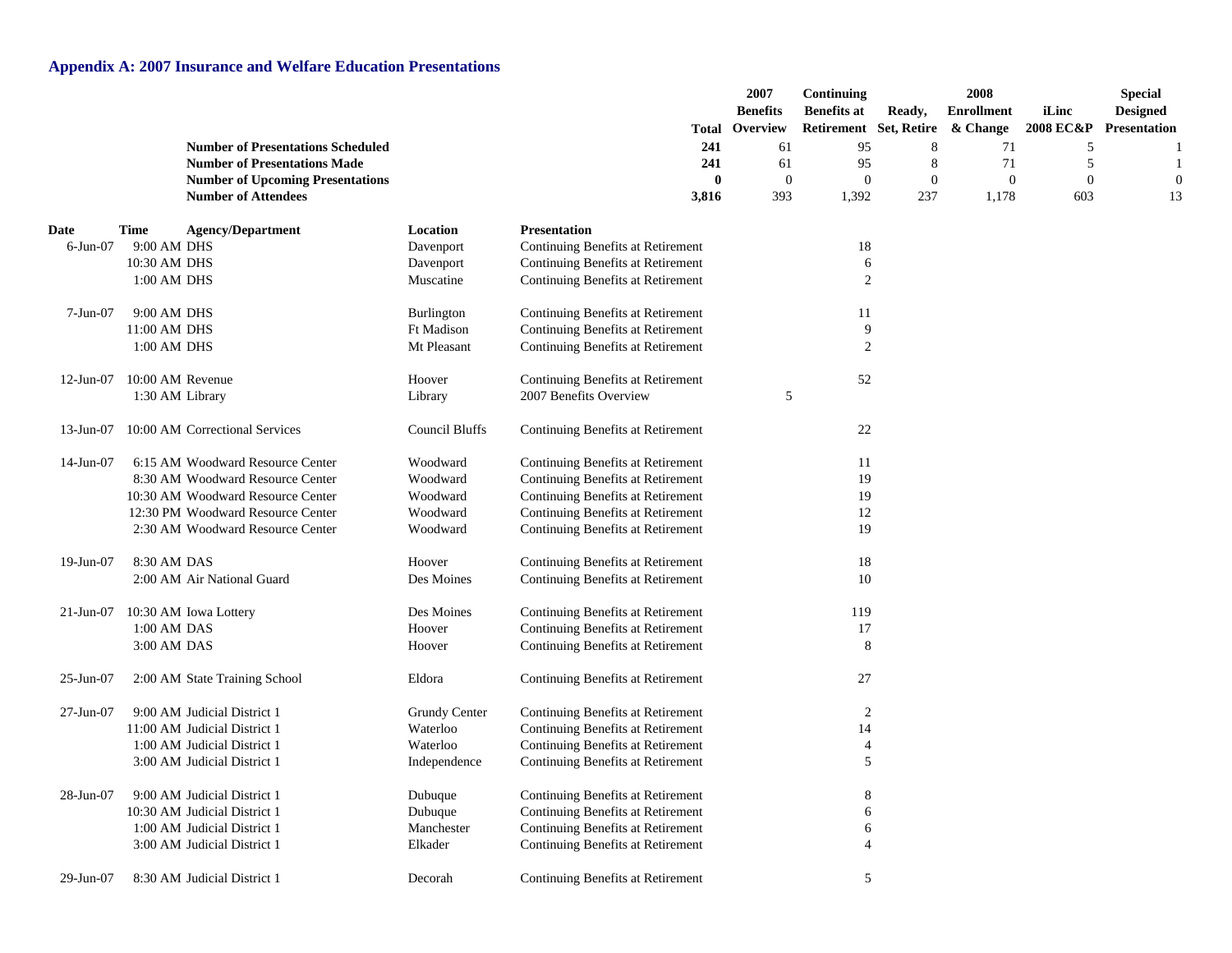## Appendix A: 2007 Insurance and Welfare Education Presentations

| | Total | 2007 Benefits Overview | Continuing Benefits at Retirement | Ready, Set, Retire | 2008 Enrollment & Change | iLinc 2008 EC&P | Special Designed Presentation |
|---|---|---|---|---|---|---|---|
| **Number of Presentations Scheduled** | **241** | 61 | 95 | 8 | 71 | 5 | 1 |
| **Number of Presentations Made** | **241** | 61 | 95 | 8 | 71 | 5 | 1 |
| **Number of Upcoming Presentations** | **0** | 0 | 0 | 0 | 0 | 0 | 0 |
| **Number of Attendees** | **3,816** | 393 | 1,392 | 237 | 1,178 | 603 | 13 |

| Date | Time | Agency/Department | Location | Presentation | 2007 Benefits Overview | Continuing Benefits at Retirement | Ready, Set, Retire | 2008 Enrollment & Change | iLinc 2008 EC&P | Special Designed Presentation |
|---|---|---|---|---|---|---|---|---|---|---|
| 6-Jun-07 | 9:00 AM | DHS | Davenport | Continuing Benefits at Retirement | | 18 | | | | |
| | 10:30 AM | DHS | Davenport | Continuing Benefits at Retirement | | 6 | | | | |
| | 1:00 AM | DHS | Muscatine | Continuing Benefits at Retirement | | 2 | | | | |
| 7-Jun-07 | 9:00 AM | DHS | Burlington | Continuing Benefits at Retirement | | 11 | | | | |
| | 11:00 AM | DHS | Ft Madison | Continuing Benefits at Retirement | | 9 | | | | |
| | 1:00 AM | DHS | Mt Pleasant | Continuing Benefits at Retirement | | 2 | | | | |
| 12-Jun-07 | 10:00 AM | Revenue | Hoover | Continuing Benefits at Retirement | | 52 | | | | |
| | 1:30 AM | Library | Library | 2007 Benefits Overview | 5 | | | | | |
| 13-Jun-07 | 10:00 AM | Correctional Services | Council Bluffs | Continuing Benefits at Retirement | | 22 | | | | |
| 14-Jun-07 | 6:15 AM | Woodward Resource Center | Woodward | Continuing Benefits at Retirement | | 11 | | | | |
| | 8:30 AM | Woodward Resource Center | Woodward | Continuing Benefits at Retirement | | 19 | | | | |
| | 10:30 AM | Woodward Resource Center | Woodward | Continuing Benefits at Retirement | | 19 | | | | |
| | 12:30 PM | Woodward Resource Center | Woodward | Continuing Benefits at Retirement | | 12 | | | | |
| | 2:30 AM | Woodward Resource Center | Woodward | Continuing Benefits at Retirement | | 19 | | | | |
| 19-Jun-07 | 8:30 AM | DAS | Hoover | Continuing Benefits at Retirement | | 18 | | | | |
| | 2:00 AM | Air National Guard | Des Moines | Continuing Benefits at Retirement | | 10 | | | | |
| 21-Jun-07 | 10:30 AM | Iowa Lottery | Des Moines | Continuing Benefits at Retirement | | 119 | | | | |
| | 1:00 AM | DAS | Hoover | Continuing Benefits at Retirement | | 17 | | | | |
| | 3:00 AM | DAS | Hoover | Continuing Benefits at Retirement | | 8 | | | | |
| 25-Jun-07 | 2:00 AM | State Training School | Eldora | Continuing Benefits at Retirement | | 27 | | | | |
| 27-Jun-07 | 9:00 AM | Judicial District 1 | Grundy Center | Continuing Benefits at Retirement | | 2 | | | | |
| | 11:00 AM | Judicial District 1 | Waterloo | Continuing Benefits at Retirement | | 14 | | | | |
| | 1:00 AM | Judicial District 1 | Waterloo | Continuing Benefits at Retirement | | 4 | | | | |
| | 3:00 AM | Judicial District 1 | Independence | Continuing Benefits at Retirement | | 5 | | | | |
| 28-Jun-07 | 9:00 AM | Judicial District 1 | Dubuque | Continuing Benefits at Retirement | | 8 | | | | |
| | 10:30 AM | Judicial District 1 | Dubuque | Continuing Benefits at Retirement | | 6 | | | | |
| | 1:00 AM | Judicial District 1 | Manchester | Continuing Benefits at Retirement | | 6 | | | | |
| | 3:00 AM | Judicial District 1 | Elkader | Continuing Benefits at Retirement | | 4 | | | | |
| 29-Jun-07 | 8:30 AM | Judicial District 1 | Decorah | Continuing Benefits at Retirement | | 5 | | | | |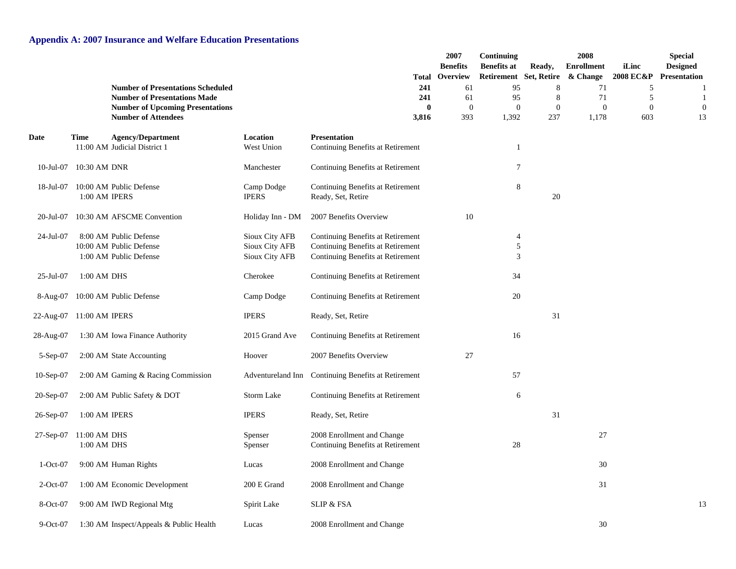## Appendix A: 2007 Insurance and Welfare Education Presentations

| | Total | 2007 Benefits Overview | Continuing Benefits at Retirement | Ready, Set, Retire | 2008 Enrollment & Change | iLinc 2008 EC&P | Special Designed Presentation |
|---|---|---|---|---|---|---|---|
| **Number of Presentations Scheduled** | **241** | 61 | 95 | 8 | 71 | 5 | 1 |
| **Number of Presentations Made** | **241** | 61 | 95 | 8 | 71 | 5 | 1 |
| **Number of Upcoming Presentations** | **0** | 0 | 0 | 0 | 0 | 0 | 0 |
| **Number of Attendees** | **3,816** | 393 | 1,392 | 237 | 1,178 | 603 | 13 |

| Date | Time | Agency/Department | Location | Presentation | 2007 Benefits Overview | Continuing Benefits at Retirement | Ready, Set, Retire | 2008 Enrollment & Change | iLinc 2008 EC&P | Special Designed Presentation |
|---|---|---|---|---|---|---|---|---|---|---|
| | 11:00 AM | Judicial District 1 | West Union | Continuing Benefits at Retirement | | 1 | | | | |
| 10-Jul-07 | 10:30 AM | DNR | Manchester | Continuing Benefits at Retirement | | 7 | | | | |
| 18-Jul-07 | 10:00 AM | Public Defense | Camp Dodge | Continuing Benefits at Retirement | | 8 | | | | |
| | 1:00 AM | IPERS | IPERS | Ready, Set, Retire | | | 20 | | | |
| 20-Jul-07 | 10:30 AM | AFSCME Convention | Holiday Inn - DM | 2007 Benefits Overview | 10 | | | | | |
| 24-Jul-07 | 8:00 AM | Public Defense | Sioux City AFB | Continuing Benefits at Retirement | | 4 | | | | |
| | 10:00 AM | Public Defense | Sioux City AFB | Continuing Benefits at Retirement | | 5 | | | | |
| | 1:00 AM | Public Defense | Sioux City AFB | Continuing Benefits at Retirement | | 3 | | | | |
| 25-Jul-07 | 1:00 AM | DHS | Cherokee | Continuing Benefits at Retirement | | 34 | | | | |
| 8-Aug-07 | 10:00 AM | Public Defense | Camp Dodge | Continuing Benefits at Retirement | | 20 | | | | |
| 22-Aug-07 | 11:00 AM | IPERS | IPERS | Ready, Set, Retire | | | 31 | | | |
| 28-Aug-07 | 1:30 AM | Iowa Finance Authority | 2015 Grand Ave | Continuing Benefits at Retirement | | 16 | | | | |
| 5-Sep-07 | 2:00 AM | State Accounting | Hoover | 2007 Benefits Overview | 27 | | | | | |
| 10-Sep-07 | 2:00 AM | Gaming & Racing Commission | Adventureland Inn | Continuing Benefits at Retirement | | 57 | | | | |
| 20-Sep-07 | 2:00 AM | Public Safety & DOT | Storm Lake | Continuing Benefits at Retirement | | 6 | | | | |
| 26-Sep-07 | 1:00 AM | IPERS | IPERS | Ready, Set, Retire | | | 31 | | | |
| 27-Sep-07 | 11:00 AM | DHS | Spenser | 2008 Enrollment and Change | | | | 27 | | |
| | 1:00 AM | DHS | Spenser | Continuing Benefits at Retirement | | 28 | | | | |
| 1-Oct-07 | 9:00 AM | Human Rights | Lucas | 2008 Enrollment and Change | | | | 30 | | |
| 2-Oct-07 | 1:00 AM | Economic Development | 200 E Grand | 2008 Enrollment and Change | | | | 31 | | |
| 8-Oct-07 | 9:00 AM | IWD Regional Mtg | Spirit Lake | SLIP & FSA | | | | | | 13 |
| 9-Oct-07 | 1:30 AM | Inspect/Appeals & Public Health | Lucas | 2008 Enrollment and Change | | | | 30 | | |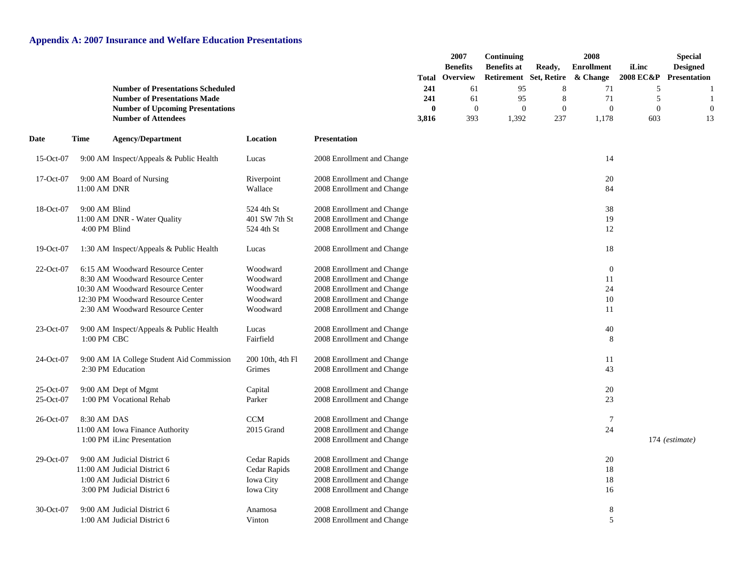## Appendix A: 2007 Insurance and Welfare Education Presentations

| Date | Time | Agency/Department | Location | Presentation | Total | 2007 Benefits Overview | Continuing Benefits at Retirement | Ready, Set, Retire | 2008 Enrollment & Change | iLinc 2008 EC&P | Special Designed Presentation |
|---|---|---|---|---|---|---|---|---|---|---|---|
| | | **Number of Presentations Scheduled** | | | **241** | 61 | 95 | 8 | 71 | 5 | 1 |
| | | **Number of Presentations Made** | | | **241** | 61 | 95 | 8 | 71 | 5 | 1 |
| | | **Number of Upcoming Presentations** | | | **0** | 0 | 0 | 0 | 0 | 0 | 0 |
| | | **Number of Attendees** | | | **3,816** | 393 | 1,392 | 237 | 1,178 | 603 | 13 |
| 15-Oct-07 | 9:00 AM | Inspect/Appeals & Public Health | Lucas | 2008 Enrollment and Change | | | | | 14 | | |
| 17-Oct-07 | 9:00 AM | Board of Nursing | Riverpoint | 2008 Enrollment and Change | | | | | 20 | | |
| | 11:00 AM | DNR | Wallace | 2008 Enrollment and Change | | | | | 84 | | |
| 18-Oct-07 | 9:00 AM | Blind | 524 4th St | 2008 Enrollment and Change | | | | | 38 | | |
| | 11:00 AM | DNR - Water Quality | 401 SW 7th St | 2008 Enrollment and Change | | | | | 19 | | |
| | 4:00 PM | Blind | 524 4th St | 2008 Enrollment and Change | | | | | 12 | | |
| 19-Oct-07 | 1:30 AM | Inspect/Appeals & Public Health | Lucas | 2008 Enrollment and Change | | | | | 18 | | |
| 22-Oct-07 | 6:15 AM | Woodward Resource Center | Woodward | 2008 Enrollment and Change | | | | | 0 | | |
| | 8:30 AM | Woodward Resource Center | Woodward | 2008 Enrollment and Change | | | | | 11 | | |
| | 10:30 AM | Woodward Resource Center | Woodward | 2008 Enrollment and Change | | | | | 24 | | |
| | 12:30 PM | Woodward Resource Center | Woodward | 2008 Enrollment and Change | | | | | 10 | | |
| | 2:30 AM | Woodward Resource Center | Woodward | 2008 Enrollment and Change | | | | | 11 | | |
| 23-Oct-07 | 9:00 AM | Inspect/Appeals & Public Health | Lucas | 2008 Enrollment and Change | | | | | 40 | | |
| | 1:00 PM | CBC | Fairfield | 2008 Enrollment and Change | | | | | 8 | | |
| 24-Oct-07 | 9:00 AM | IA College Student Aid Commission | 200 10th, 4th Fl | 2008 Enrollment and Change | | | | | 11 | | |
| | 2:30 PM | Education | Grimes | 2008 Enrollment and Change | | | | | 43 | | |
| 25-Oct-07 | 9:00 AM | Dept of Mgmt | Capital | 2008 Enrollment and Change | | | | | 20 | | |
| 25-Oct-07 | 1:00 PM | Vocational Rehab | Parker | 2008 Enrollment and Change | | | | | 23 | | |
| 26-Oct-07 | 8:30 AM | DAS | CCM | 2008 Enrollment and Change | | | | | 7 | | |
| | 11:00 AM | Iowa Finance Authority | 2015 Grand | 2008 Enrollment and Change | | | | | 24 | | |
| | 1:00 PM | iLinc Presentation | | 2008 Enrollment and Change | | | | | | 174 *(estimate)* | |
| 29-Oct-07 | 9:00 AM | Judicial District 6 | Cedar Rapids | 2008 Enrollment and Change | | | | | 20 | | |
| | 11:00 AM | Judicial District 6 | Cedar Rapids | 2008 Enrollment and Change | | | | | 18 | | |
| | 1:00 AM | Judicial District 6 | Iowa City | 2008 Enrollment and Change | | | | | 18 | | |
| | 3:00 PM | Judicial District 6 | Iowa City | 2008 Enrollment and Change | | | | | 16 | | |
| 30-Oct-07 | 9:00 AM | Judicial District 6 | Anamosa | 2008 Enrollment and Change | | | | | 8 | | |
| | 1:00 AM | Judicial District 6 | Vinton | 2008 Enrollment and Change | | | | | 5 | | |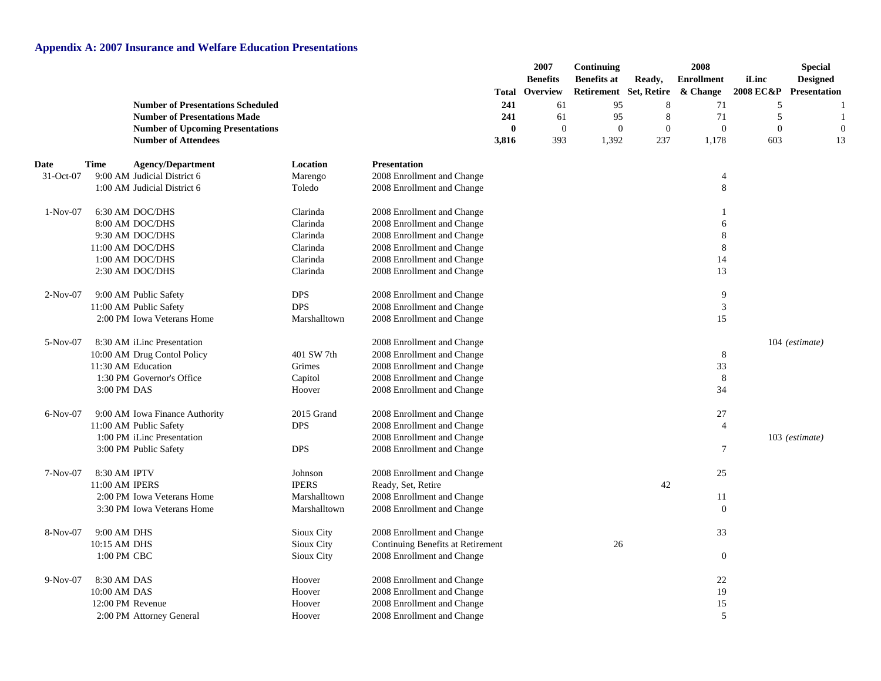## Appendix A: 2007 Insurance and Welfare Education Presentations

| | | | | | Total | 2007 Benefits Overview | Continuing Benefits at Retirement | Ready, Set, Retire | 2008 Enrollment & Change | iLinc 2008 EC&P | Special Designed Presentation |
|---|---|---|---|---|---|---|---|---|---|---|---|
| | | **Number of Presentations Scheduled** | | | **241** | 61 | 95 | 8 | 71 | 5 | 1 |
| | | **Number of Presentations Made** | | | **241** | 61 | 95 | 8 | 71 | 5 | 1 |
| | | **Number of Upcoming Presentations** | | | **0** | 0 | 0 | 0 | 0 | 0 | 0 |
| | | **Number of Attendees** | | | **3,816** | 393 | 1,392 | 237 | 1,178 | 603 | 13 |

| Date | Time | Agency/Department | Location | Presentation | 2007 Benefits Overview | Continuing Benefits at Retirement | Ready, Set, Retire | 2008 Enrollment & Change | iLinc 2008 EC&P | Special Designed Presentation |
|---|---|---|---|---|---|---|---|---|---|---|
| 31-Oct-07 | 9:00 AM | Judicial District 6 | Marengo | 2008 Enrollment and Change | | | | 4 | | |
| | 1:00 AM | Judicial District 6 | Toledo | 2008 Enrollment and Change | | | | 8 | | |
| 1-Nov-07 | 6:30 AM | DOC/DHS | Clarinda | 2008 Enrollment and Change | | | | 1 | | |
| | 8:00 AM | DOC/DHS | Clarinda | 2008 Enrollment and Change | | | | 6 | | |
| | 9:30 AM | DOC/DHS | Clarinda | 2008 Enrollment and Change | | | | 8 | | |
| | 11:00 AM | DOC/DHS | Clarinda | 2008 Enrollment and Change | | | | 8 | | |
| | 1:00 AM | DOC/DHS | Clarinda | 2008 Enrollment and Change | | | | 14 | | |
| | 2:30 AM | DOC/DHS | Clarinda | 2008 Enrollment and Change | | | | 13 | | |
| 2-Nov-07 | 9:00 AM | Public Safety | DPS | 2008 Enrollment and Change | | | | 9 | | |
| | 11:00 AM | Public Safety | DPS | 2008 Enrollment and Change | | | | 3 | | |
| | 2:00 PM | Iowa Veterans Home | Marshalltown | 2008 Enrollment and Change | | | | 15 | | |
| 5-Nov-07 | 8:30 AM | iLinc Presentation | | 2008 Enrollment and Change | | | | | 104 *(estimate)* | |
| | 10:00 AM | Drug Contol Policy | 401 SW 7th | 2008 Enrollment and Change | | | | 8 | | |
| | 11:30 AM | Education | Grimes | 2008 Enrollment and Change | | | | 33 | | |
| | 1:30 PM | Governor's Office | Capitol | 2008 Enrollment and Change | | | | 8 | | |
| | 3:00 PM | DAS | Hoover | 2008 Enrollment and Change | | | | 34 | | |
| 6-Nov-07 | 9:00 AM | Iowa Finance Authority | 2015 Grand | 2008 Enrollment and Change | | | | 27 | | |
| | 11:00 AM | Public Safety | DPS | 2008 Enrollment and Change | | | | 4 | | |
| | 1:00 PM | iLinc Presentation | | 2008 Enrollment and Change | | | | | 103 *(estimate)* | |
| | 3:00 PM | Public Safety | DPS | 2008 Enrollment and Change | | | | 7 | | |
| 7-Nov-07 | 8:30 AM | IPTV | Johnson | 2008 Enrollment and Change | | | | 25 | | |
| | 11:00 AM | IPERS | IPERS | Ready, Set, Retire | | | 42 | | | |
| | 2:00 PM | Iowa Veterans Home | Marshalltown | 2008 Enrollment and Change | | | | 11 | | |
| | 3:30 PM | Iowa Veterans Home | Marshalltown | 2008 Enrollment and Change | | | | 0 | | |
| 8-Nov-07 | 9:00 AM | DHS | Sioux City | 2008 Enrollment and Change | | | | 33 | | |
| | 10:15 AM | DHS | Sioux City | Continuing Benefits at Retirement | | 26 | | | | |
| | 1:00 PM | CBC | Sioux City | 2008 Enrollment and Change | | | | 0 | | |
| 9-Nov-07 | 8:30 AM | DAS | Hoover | 2008 Enrollment and Change | | | | 22 | | |
| | 10:00 AM | DAS | Hoover | 2008 Enrollment and Change | | | | 19 | | |
| | 12:00 PM | Revenue | Hoover | 2008 Enrollment and Change | | | | 15 | | |
| | 2:00 PM | Attorney General | Hoover | 2008 Enrollment and Change | | | | 5 | | |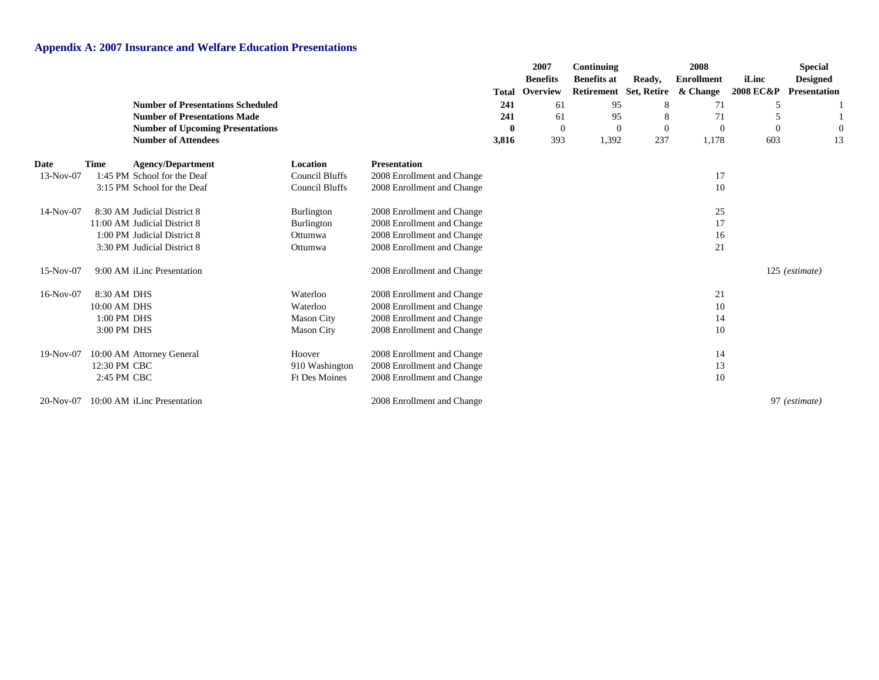## Appendix A: 2007 Insurance and Welfare Education Presentations

| | Total | 2007 Benefits Overview | Continuing Benefits at Retirement | Ready, Set, Retire | 2008 Enrollment & Change | iLinc 2008 EC&P | Special Designed Presentation |
|---|---|---|---|---|---|---|---|
| **Number of Presentations Scheduled** | **241** | 61 | 95 | 8 | 71 | 5 | 1 |
| **Number of Presentations Made** | **241** | 61 | 95 | 8 | 71 | 5 | 1 |
| **Number of Upcoming Presentations** | **0** | 0 | 0 | 0 | 0 | 0 | 0 |
| **Number of Attendees** | **3,816** | 393 | 1,392 | 237 | 1,178 | 603 | 13 |

| Date | Time | Agency/Department | Location | Presentation | 2007 Benefits Overview | Continuing Benefits at Retirement | Ready, Set, Retire | 2008 Enrollment & Change | iLinc 2008 EC&P | Special Designed Presentation |
|---|---|---|---|---|---|---|---|---|---|---|
| 13-Nov-07 | 1:45 PM | School for the Deaf | Council Bluffs | 2008 Enrollment and Change | | | | 17 | | |
| | 3:15 PM | School for the Deaf | Council Bluffs | 2008 Enrollment and Change | | | | 10 | | |
| 14-Nov-07 | 8:30 AM | Judicial District 8 | Burlington | 2008 Enrollment and Change | | | | 25 | | |
| | 11:00 AM | Judicial District 8 | Burlington | 2008 Enrollment and Change | | | | 17 | | |
| | 1:00 PM | Judicial District 8 | Ottumwa | 2008 Enrollment and Change | | | | 16 | | |
| | 3:30 PM | Judicial District 8 | Ottumwa | 2008 Enrollment and Change | | | | 21 | | |
| 15-Nov-07 | 9:00 AM | iLinc Presentation | | 2008 Enrollment and Change | | | | | 125 *(estimate)* | |
| 16-Nov-07 | 8:30 AM | DHS | Waterloo | 2008 Enrollment and Change | | | | 21 | | |
| | 10:00 AM | DHS | Waterloo | 2008 Enrollment and Change | | | | 10 | | |
| | 1:00 PM | DHS | Mason City | 2008 Enrollment and Change | | | | 14 | | |
| | 3:00 PM | DHS | Mason City | 2008 Enrollment and Change | | | | 10 | | |
| 19-Nov-07 | 10:00 AM | Attorney General | Hoover | 2008 Enrollment and Change | | | | 14 | | |
| | 12:30 PM | CBC | 910 Washington | 2008 Enrollment and Change | | | | 13 | | |
| | 2:45 PM | CBC | Ft Des Moines | 2008 Enrollment and Change | | | | 10 | | |
| 20-Nov-07 | 10:00 AM | iLinc Presentation | | 2008 Enrollment and Change | | | | | 97 *(estimate)* | |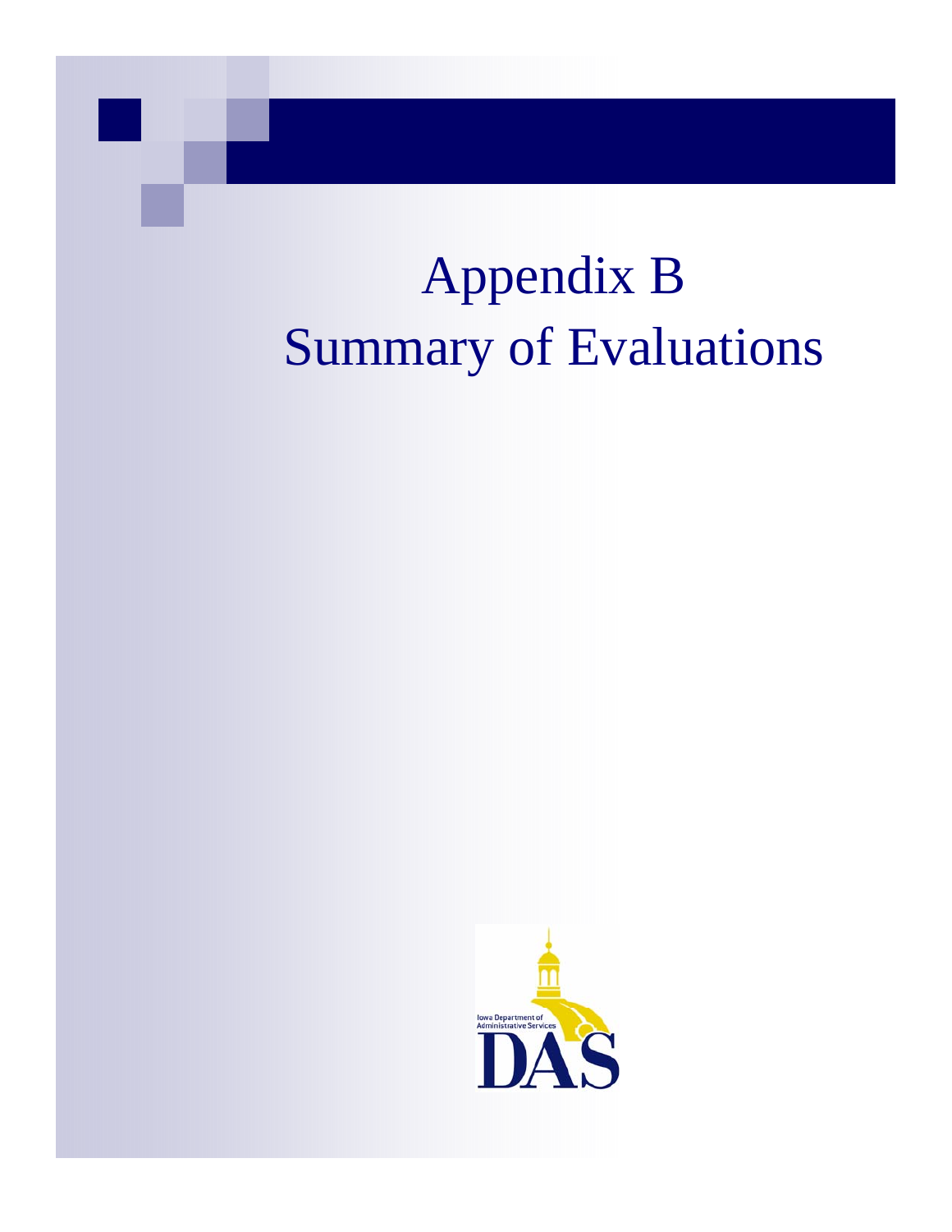# Appendix B
# Summary of Evaluations

Iowa Department of Administrative Services

DAS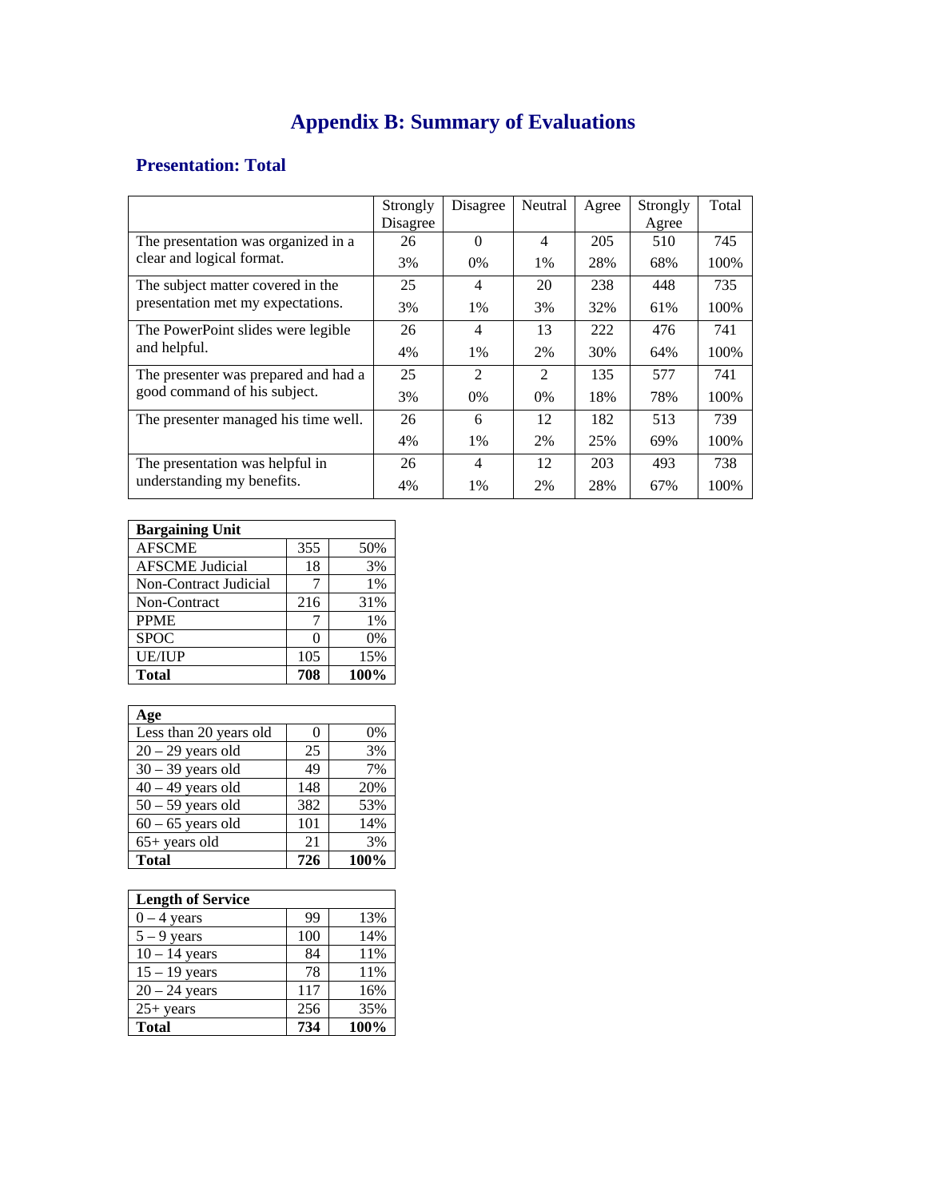# Appendix B: Summary of Evaluations

## Presentation: Total

| | Strongly Disagree | Disagree | Neutral | Agree | Strongly Agree | Total |
|---|---|---|---|---|---|---|
| The presentation was organized in a clear and logical format. | 26 | 0 | 4 | 205 | 510 | 745 |
| | 3% | 0% | 1% | 28% | 68% | 100% |
| The subject matter covered in the presentation met my expectations. | 25 | 4 | 20 | 238 | 448 | 735 |
| | 3% | 1% | 3% | 32% | 61% | 100% |
| The PowerPoint slides were legible and helpful. | 26 | 4 | 13 | 222 | 476 | 741 |
| | 4% | 1% | 2% | 30% | 64% | 100% |
| The presenter was prepared and had a good command of his subject. | 25 | 2 | 2 | 135 | 577 | 741 |
| | 3% | 0% | 0% | 18% | 78% | 100% |
| The presenter managed his time well. | 26 | 6 | 12 | 182 | 513 | 739 |
| | 4% | 1% | 2% | 25% | 69% | 100% |
| The presentation was helpful in understanding my benefits. | 26 | 4 | 12 | 203 | 493 | 738 |
| | 4% | 1% | 2% | 28% | 67% | 100% |

| Bargaining Unit | | |
|---|---|---|
| AFSCME | 355 | 50% |
| AFSCME Judicial | 18 | 3% |
| Non-Contract Judicial | 7 | 1% |
| Non-Contract | 216 | 31% |
| PPME | 7 | 1% |
| SPOC | 0 | 0% |
| UE/IUP | 105 | 15% |
| **Total** | **708** | **100%** |

| Age | | |
|---|---|---|
| Less than 20 years old | 0 | 0% |
| 20 – 29 years old | 25 | 3% |
| 30 – 39 years old | 49 | 7% |
| 40 – 49 years old | 148 | 20% |
| 50 – 59 years old | 382 | 53% |
| 60 – 65 years old | 101 | 14% |
| 65+ years old | 21 | 3% |
| **Total** | **726** | **100%** |

| Length of Service | | |
|---|---|---|
| 0 – 4 years | 99 | 13% |
| 5 – 9 years | 100 | 14% |
| 10 – 14 years | 84 | 11% |
| 15 – 19 years | 78 | 11% |
| 20 – 24 years | 117 | 16% |
| 25+ years | 256 | 35% |
| **Total** | **734** | **100%** |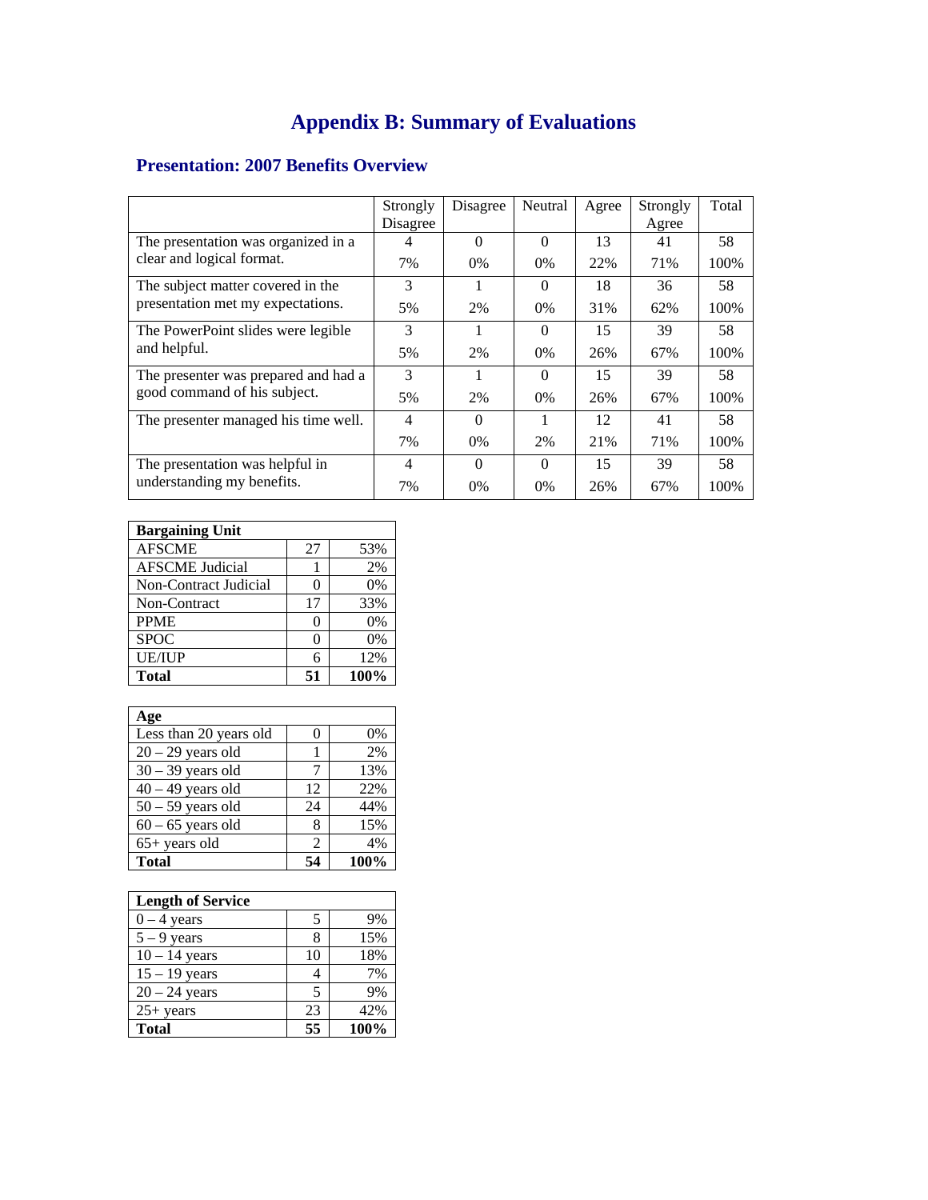# Appendix B: Summary of Evaluations

## Presentation: 2007 Benefits Overview

| | Strongly Disagree | Disagree | Neutral | Agree | Strongly Agree | Total |
|---|---|---|---|---|---|---|
| The presentation was organized in a clear and logical format. | 4<br>7% | 0<br>0% | 0<br>0% | 13<br>22% | 41<br>71% | 58<br>100% |
| The subject matter covered in the presentation met my expectations. | 3<br>5% | 1<br>2% | 0<br>0% | 18<br>31% | 36<br>62% | 58<br>100% |
| The PowerPoint slides were legible and helpful. | 3<br>5% | 1<br>2% | 0<br>0% | 15<br>26% | 39<br>67% | 58<br>100% |
| The presenter was prepared and had a good command of his subject. | 3<br>5% | 1<br>2% | 0<br>0% | 15<br>26% | 39<br>67% | 58<br>100% |
| The presenter managed his time well. | 4<br>7% | 0<br>0% | 1<br>2% | 12<br>21% | 41<br>71% | 58<br>100% |
| The presentation was helpful in understanding my benefits. | 4<br>7% | 0<br>0% | 0<br>0% | 15<br>26% | 39<br>67% | 58<br>100% |

| **Bargaining Unit** | | |
|---|---|---|
| AFSCME | 27 | 53% |
| AFSCME Judicial | 1 | 2% |
| Non-Contract Judicial | 0 | 0% |
| Non-Contract | 17 | 33% |
| PPME | 0 | 0% |
| SPOC | 0 | 0% |
| UE/IUP | 6 | 12% |
| **Total** | **51** | **100%** |

| **Age** | | |
|---|---|---|
| Less than 20 years old | 0 | 0% |
| 20 – 29 years old | 1 | 2% |
| 30 – 39 years old | 7 | 13% |
| 40 – 49 years old | 12 | 22% |
| 50 – 59 years old | 24 | 44% |
| 60 – 65 years old | 8 | 15% |
| 65+ years old | 2 | 4% |
| **Total** | **54** | **100%** |

| **Length of Service** | | |
|---|---|---|
| 0 – 4 years | 5 | 9% |
| 5 – 9 years | 8 | 15% |
| 10 – 14 years | 10 | 18% |
| 15 – 19 years | 4 | 7% |
| 20 – 24 years | 5 | 9% |
| 25+ years | 23 | 42% |
| **Total** | **55** | **100%** |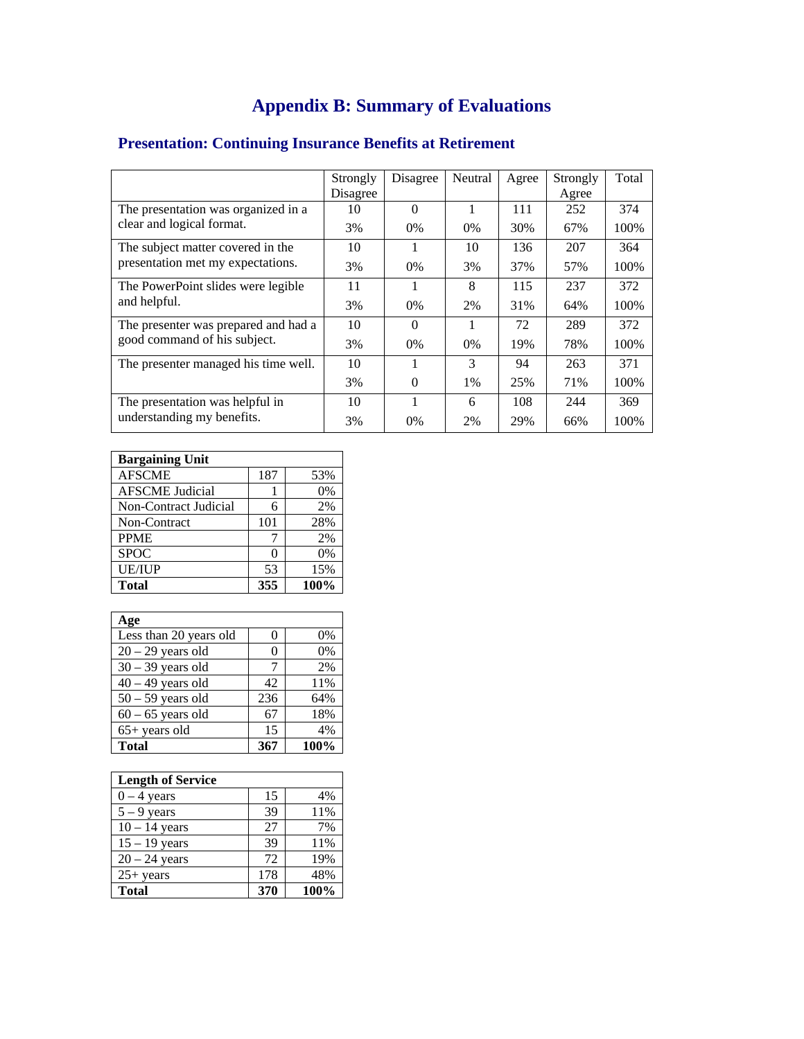# Appendix B: Summary of Evaluations

## Presentation: Continuing Insurance Benefits at Retirement

| | Strongly Disagree | Disagree | Neutral | Agree | Strongly Agree | Total |
|---|---|---|---|---|---|---|
| The presentation was organized in a clear and logical format. | 10<br>3% | 0<br>0% | 1<br>0% | 111<br>30% | 252<br>67% | 374<br>100% |
| The subject matter covered in the presentation met my expectations. | 10<br>3% | 1<br>0% | 10<br>3% | 136<br>37% | 207<br>57% | 364<br>100% |
| The PowerPoint slides were legible and helpful. | 11<br>3% | 1<br>0% | 8<br>2% | 115<br>31% | 237<br>64% | 372<br>100% |
| The presenter was prepared and had a good command of his subject. | 10<br>3% | 0<br>0% | 1<br>0% | 72<br>19% | 289<br>78% | 372<br>100% |
| The presenter managed his time well. | 10<br>3% | 1<br>0 | 3<br>1% | 94<br>25% | 263<br>71% | 371<br>100% |
| The presentation was helpful in understanding my benefits. | 10<br>3% | 1<br>0% | 6<br>2% | 108<br>29% | 244<br>66% | 369<br>100% |

| Bargaining Unit | | |
|---|---|---|
| AFSCME | 187 | 53% |
| AFSCME Judicial | 1 | 0% |
| Non-Contract Judicial | 6 | 2% |
| Non-Contract | 101 | 28% |
| PPME | 7 | 2% |
| SPOC | 0 | 0% |
| UE/IUP | 53 | 15% |
| **Total** | **355** | **100%** |

| Age | | |
|---|---|---|
| Less than 20 years old | 0 | 0% |
| 20 – 29 years old | 0 | 0% |
| 30 – 39 years old | 7 | 2% |
| 40 – 49 years old | 42 | 11% |
| 50 – 59 years old | 236 | 64% |
| 60 – 65 years old | 67 | 18% |
| 65+ years old | 15 | 4% |
| **Total** | **367** | **100%** |

| Length of Service | | |
|---|---|---|
| 0 – 4 years | 15 | 4% |
| 5 – 9 years | 39 | 11% |
| 10 – 14 years | 27 | 7% |
| 15 – 19 years | 39 | 11% |
| 20 – 24 years | 72 | 19% |
| 25+ years | 178 | 48% |
| **Total** | **370** | **100%** |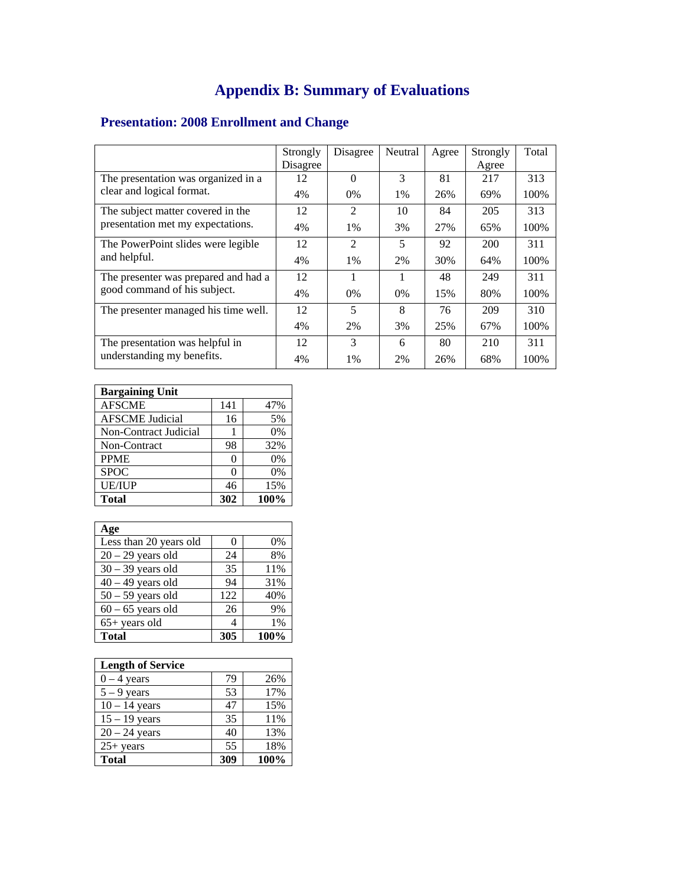# Appendix B: Summary of Evaluations

## Presentation: 2008 Enrollment and Change

| | Strongly Disagree | Disagree | Neutral | Agree | Strongly Agree | Total |
|---|---|---|---|---|---|---|
| The presentation was organized in a clear and logical format. | 12<br>4% | 0<br>0% | 3<br>1% | 81<br>26% | 217<br>69% | 313<br>100% |
| The subject matter covered in the presentation met my expectations. | 12<br>4% | 2<br>1% | 10<br>3% | 84<br>27% | 205<br>65% | 313<br>100% |
| The PowerPoint slides were legible and helpful. | 12<br>4% | 2<br>1% | 5<br>2% | 92<br>30% | 200<br>64% | 311<br>100% |
| The presenter was prepared and had a good command of his subject. | 12<br>4% | 1<br>0% | 1<br>0% | 48<br>15% | 249<br>80% | 311<br>100% |
| The presenter managed his time well. | 12<br>4% | 5<br>2% | 8<br>3% | 76<br>25% | 209<br>67% | 310<br>100% |
| The presentation was helpful in understanding my benefits. | 12<br>4% | 3<br>1% | 6<br>2% | 80<br>26% | 210<br>68% | 311<br>100% |

| Bargaining Unit | | |
|---|---|---|
| AFSCME | 141 | 47% |
| AFSCME Judicial | 16 | 5% |
| Non-Contract Judicial | 1 | 0% |
| Non-Contract | 98 | 32% |
| PPME | 0 | 0% |
| SPOC | 0 | 0% |
| UE/IUP | 46 | 15% |
| **Total** | **302** | **100%** |

| Age | | |
|---|---|---|
| Less than 20 years old | 0 | 0% |
| 20 – 29 years old | 24 | 8% |
| 30 – 39 years old | 35 | 11% |
| 40 – 49 years old | 94 | 31% |
| 50 – 59 years old | 122 | 40% |
| 60 – 65 years old | 26 | 9% |
| 65+ years old | 4 | 1% |
| **Total** | **305** | **100%** |

| Length of Service | | |
|---|---|---|
| 0 – 4 years | 79 | 26% |
| 5 – 9 years | 53 | 17% |
| 10 – 14 years | 47 | 15% |
| 15 – 19 years | 35 | 11% |
| 20 – 24 years | 40 | 13% |
| 25+ years | 55 | 18% |
| **Total** | **309** | **100%** |